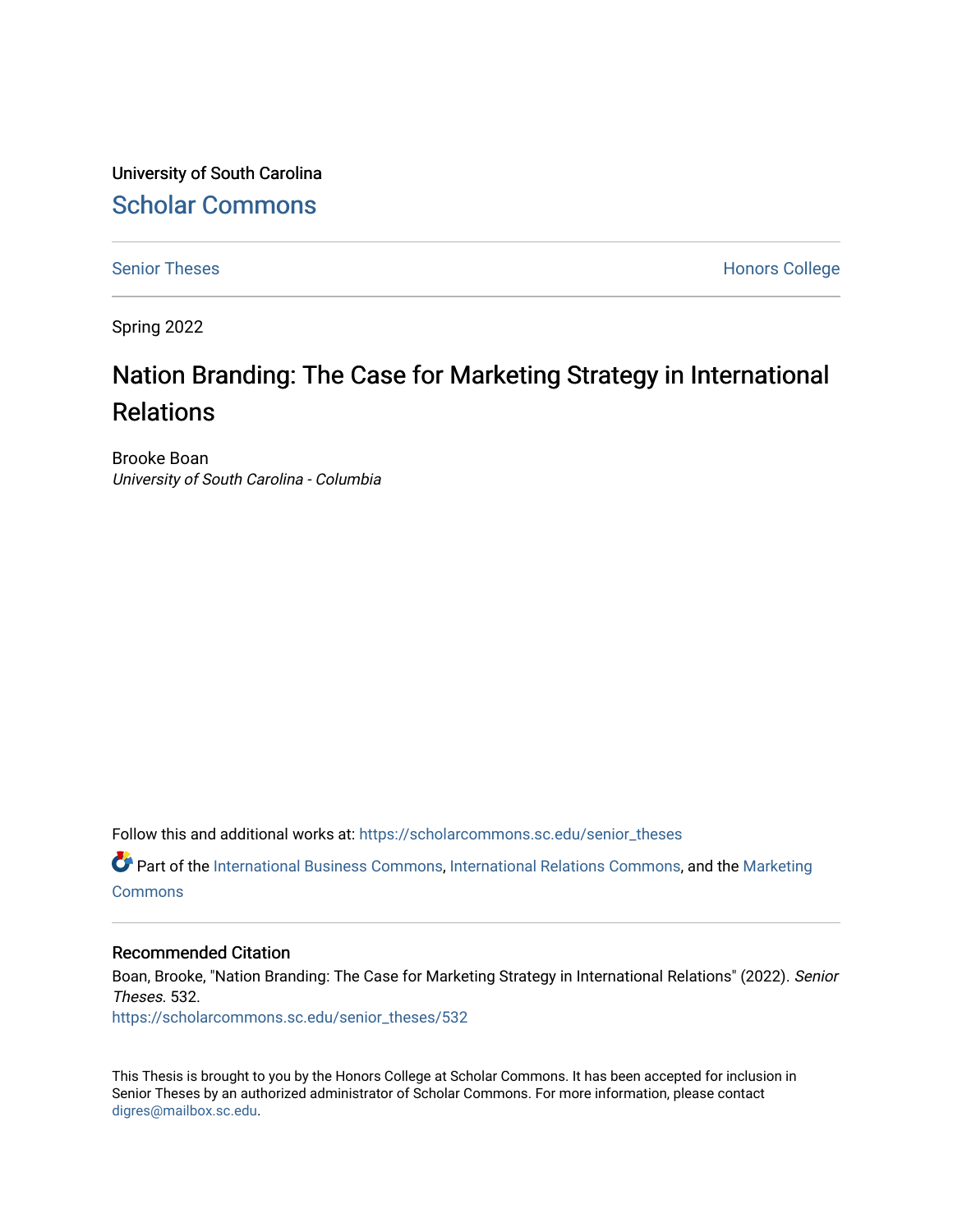University of South Carolina

Scholar Commons

Senior Theses

Honors College

Spring 2022

# Nation Branding: The Case for Marketing Strategy in International Relations

Brooke Boan

*University of South Carolina - Columbia*

Follow this and additional works at: https://scholarcommons.sc.edu/senior_theses

Part of the International Business Commons, International Relations Commons, and the Marketing Commons

## Recommended Citation

Boan, Brooke, "Nation Branding: The Case for Marketing Strategy in International Relations" (2022). *Senior Theses*. 532.

https://scholarcommons.sc.edu/senior_theses/532

This Thesis is brought to you by the Honors College at Scholar Commons. It has been accepted for inclusion in Senior Theses by an authorized administrator of Scholar Commons. For more information, please contact digres@mailbox.sc.edu.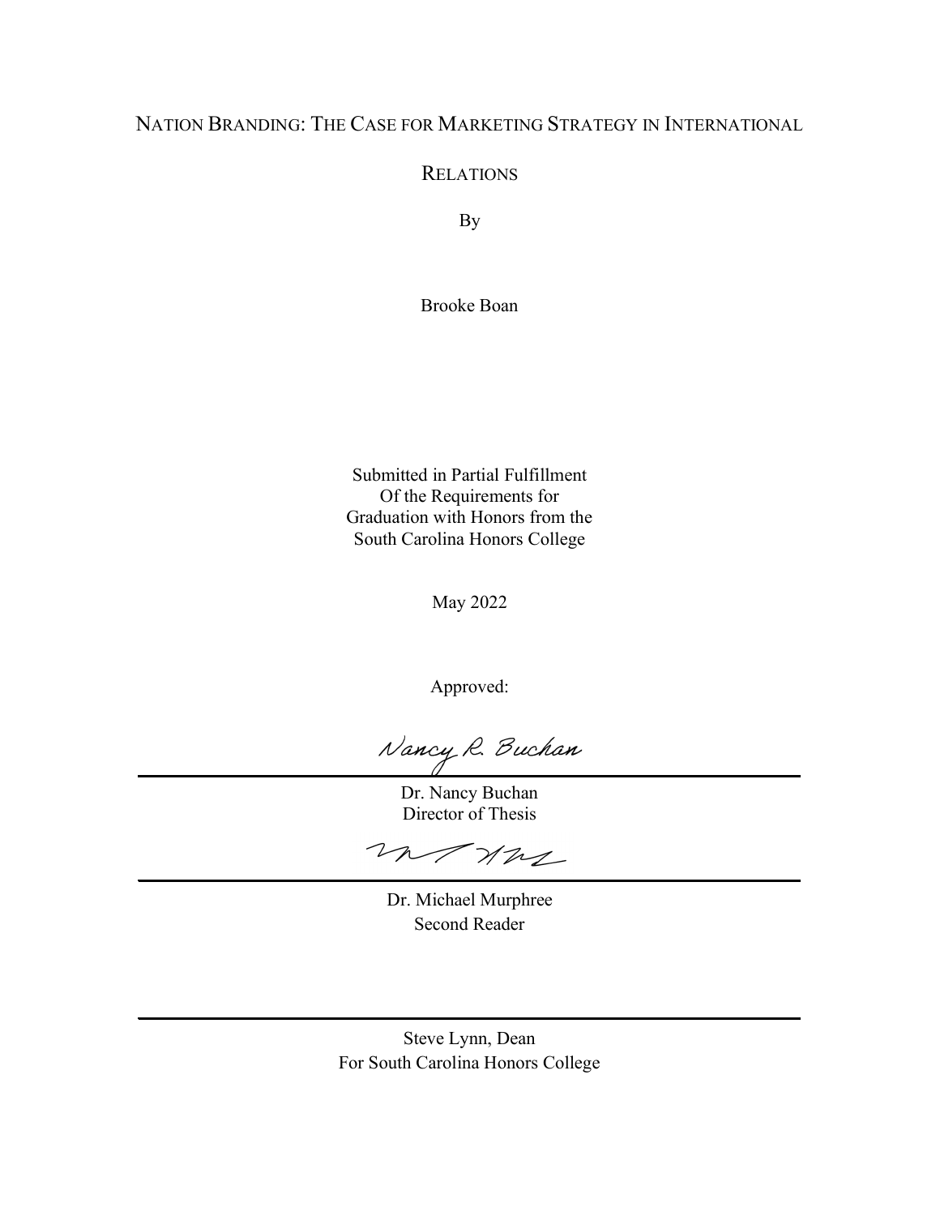# NATION BRANDING: THE CASE FOR MARKETING STRATEGY IN INTERNATIONAL RELATIONS

By

Brooke Boan

Submitted in Partial Fulfillment
Of the Requirements for
Graduation with Honors from the
South Carolina Honors College

May 2022

Approved:

Nancy R. Buchan

Dr. Nancy Buchan
Director of Thesis

Dr. Michael Murphree
Second Reader

Steve Lynn, Dean
For South Carolina Honors College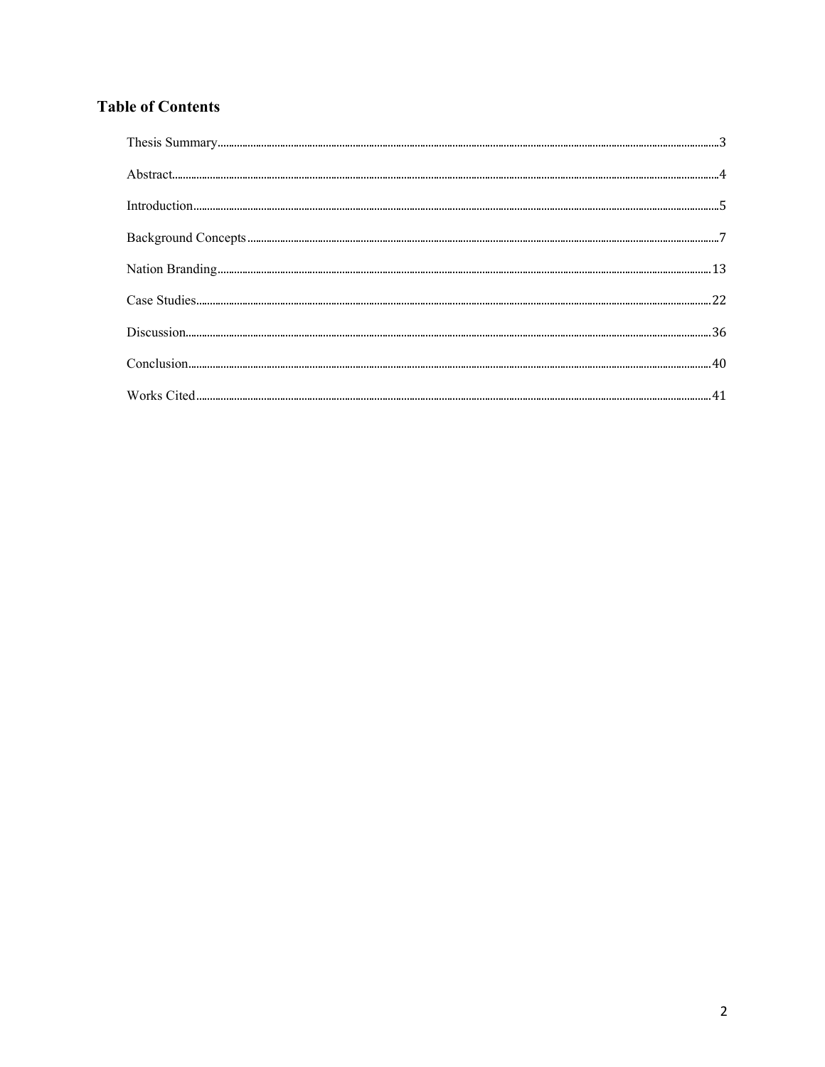## Table of Contents

| Section | Page |
|---|---|
| Thesis Summary | 3 |
| Abstract | 4 |
| Introduction | 5 |
| Background Concepts | 7 |
| Nation Branding | 13 |
| Case Studies | 22 |
| Discussion | 36 |
| Conclusion | 40 |
| Works Cited | 41 |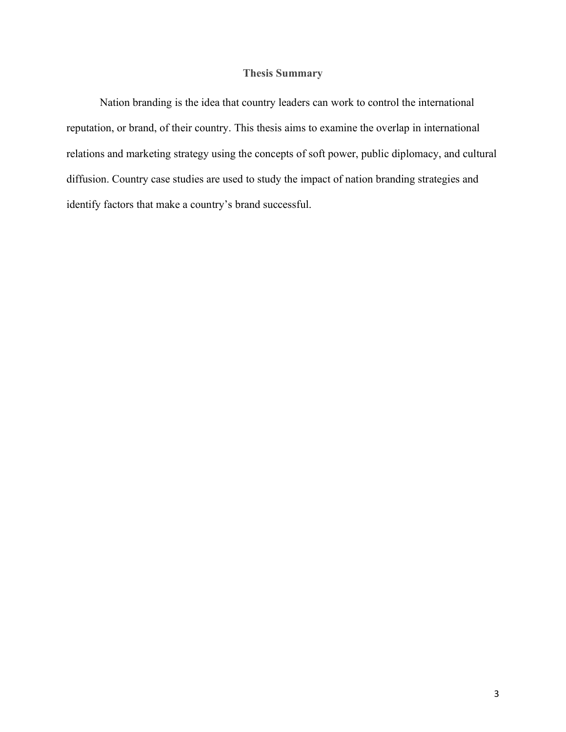## Thesis Summary

Nation branding is the idea that country leaders can work to control the international reputation, or brand, of their country. This thesis aims to examine the overlap in international relations and marketing strategy using the concepts of soft power, public diplomacy, and cultural diffusion. Country case studies are used to study the impact of nation branding strategies and identify factors that make a country's brand successful.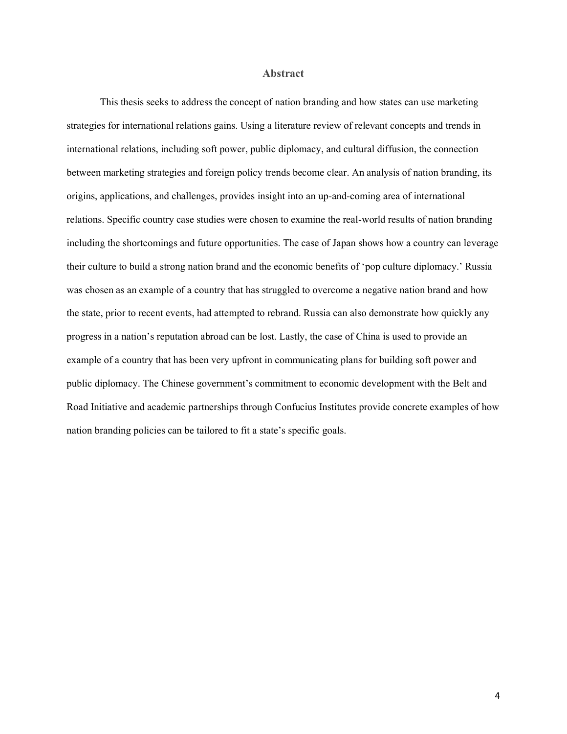# Abstract

This thesis seeks to address the concept of nation branding and how states can use marketing strategies for international relations gains. Using a literature review of relevant concepts and trends in international relations, including soft power, public diplomacy, and cultural diffusion, the connection between marketing strategies and foreign policy trends become clear. An analysis of nation branding, its origins, applications, and challenges, provides insight into an up-and-coming area of international relations. Specific country case studies were chosen to examine the real-world results of nation branding including the shortcomings and future opportunities. The case of Japan shows how a country can leverage their culture to build a strong nation brand and the economic benefits of 'pop culture diplomacy.' Russia was chosen as an example of a country that has struggled to overcome a negative nation brand and how the state, prior to recent events, had attempted to rebrand. Russia can also demonstrate how quickly any progress in a nation's reputation abroad can be lost. Lastly, the case of China is used to provide an example of a country that has been very upfront in communicating plans for building soft power and public diplomacy. The Chinese government's commitment to economic development with the Belt and Road Initiative and academic partnerships through Confucius Institutes provide concrete examples of how nation branding policies can be tailored to fit a state's specific goals.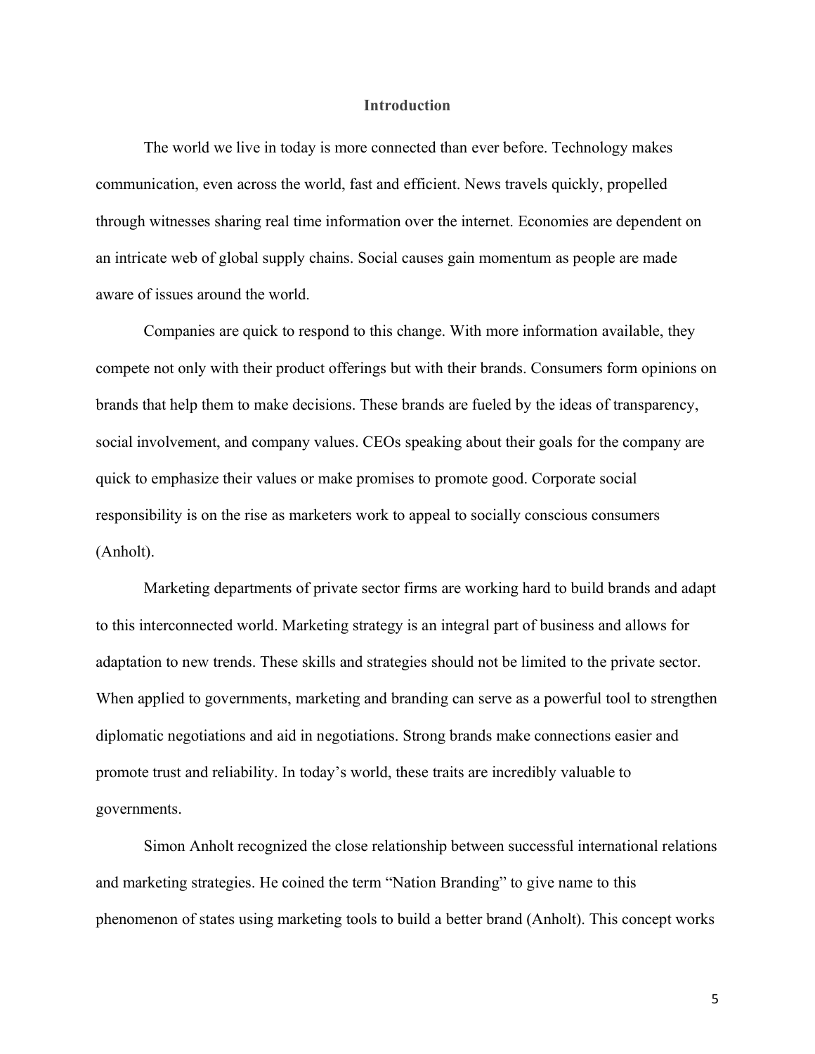# Introduction

The world we live in today is more connected than ever before. Technology makes communication, even across the world, fast and efficient. News travels quickly, propelled through witnesses sharing real time information over the internet. Economies are dependent on an intricate web of global supply chains. Social causes gain momentum as people are made aware of issues around the world.

Companies are quick to respond to this change. With more information available, they compete not only with their product offerings but with their brands. Consumers form opinions on brands that help them to make decisions. These brands are fueled by the ideas of transparency, social involvement, and company values. CEOs speaking about their goals for the company are quick to emphasize their values or make promises to promote good. Corporate social responsibility is on the rise as marketers work to appeal to socially conscious consumers (Anholt).

Marketing departments of private sector firms are working hard to build brands and adapt to this interconnected world. Marketing strategy is an integral part of business and allows for adaptation to new trends. These skills and strategies should not be limited to the private sector. When applied to governments, marketing and branding can serve as a powerful tool to strengthen diplomatic negotiations and aid in negotiations. Strong brands make connections easier and promote trust and reliability. In today's world, these traits are incredibly valuable to governments.

Simon Anholt recognized the close relationship between successful international relations and marketing strategies. He coined the term "Nation Branding" to give name to this phenomenon of states using marketing tools to build a better brand (Anholt). This concept works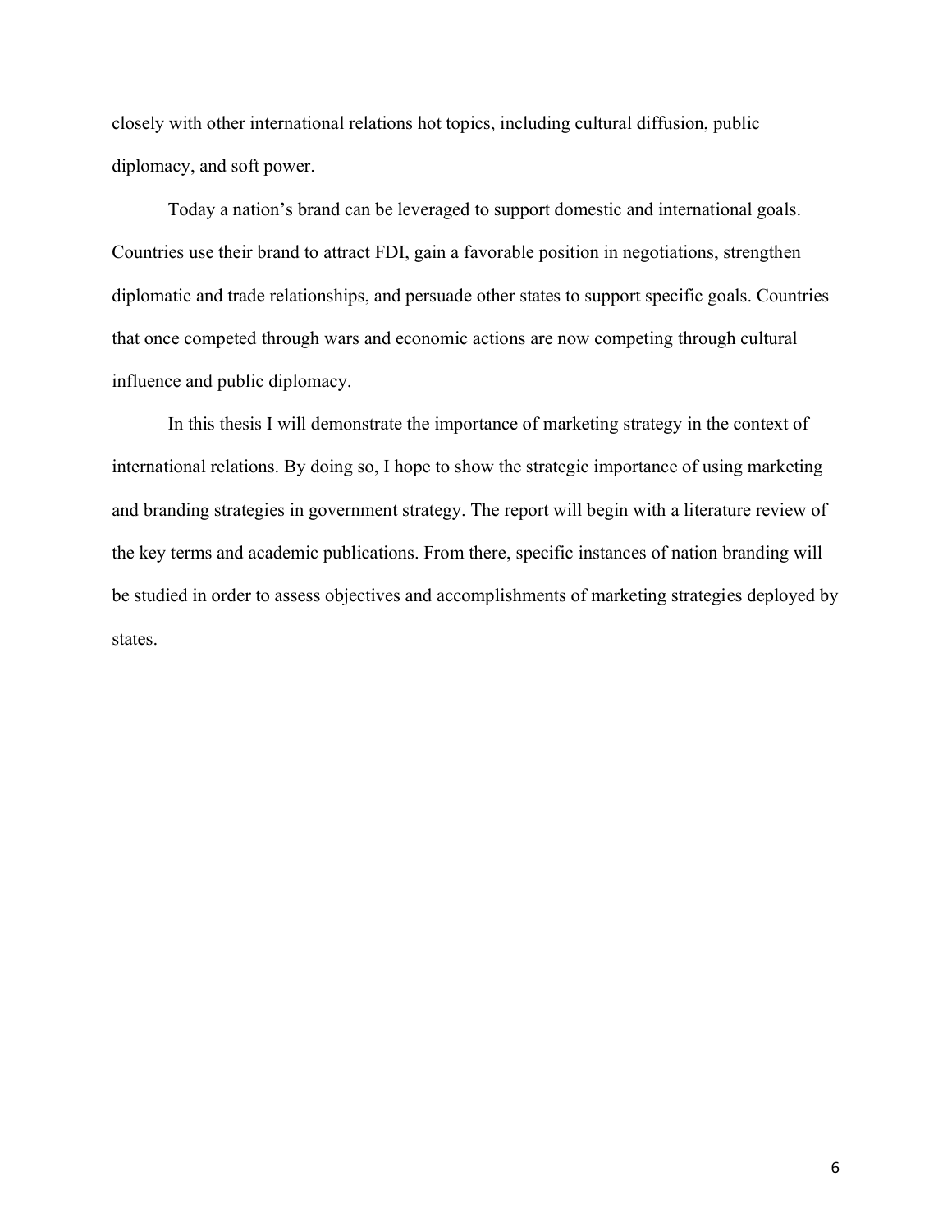closely with other international relations hot topics, including cultural diffusion, public diplomacy, and soft power.

Today a nation's brand can be leveraged to support domestic and international goals. Countries use their brand to attract FDI, gain a favorable position in negotiations, strengthen diplomatic and trade relationships, and persuade other states to support specific goals. Countries that once competed through wars and economic actions are now competing through cultural influence and public diplomacy.

In this thesis I will demonstrate the importance of marketing strategy in the context of international relations. By doing so, I hope to show the strategic importance of using marketing and branding strategies in government strategy. The report will begin with a literature review of the key terms and academic publications. From there, specific instances of nation branding will be studied in order to assess objectives and accomplishments of marketing strategies deployed by states.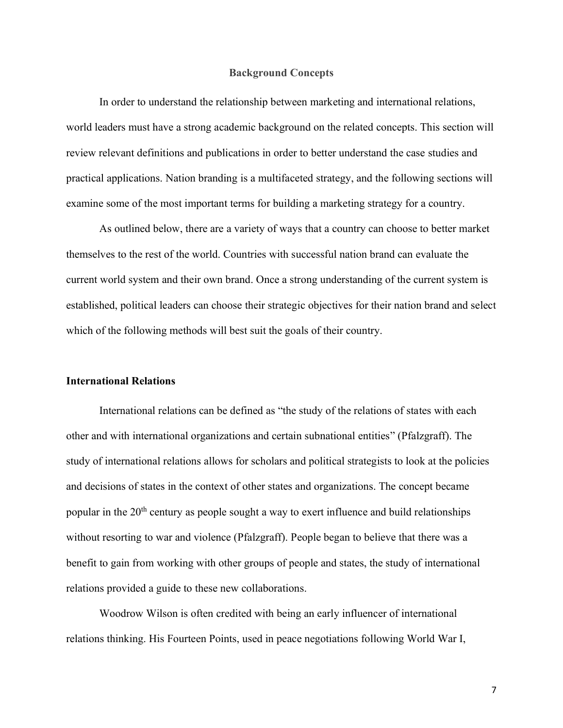## Background Concepts

In order to understand the relationship between marketing and international relations, world leaders must have a strong academic background on the related concepts. This section will review relevant definitions and publications in order to better understand the case studies and practical applications. Nation branding is a multifaceted strategy, and the following sections will examine some of the most important terms for building a marketing strategy for a country.

As outlined below, there are a variety of ways that a country can choose to better market themselves to the rest of the world. Countries with successful nation brand can evaluate the current world system and their own brand. Once a strong understanding of the current system is established, political leaders can choose their strategic objectives for their nation brand and select which of the following methods will best suit the goals of their country.

### International Relations

International relations can be defined as "the study of the relations of states with each other and with international organizations and certain subnational entities" (Pfalzgraff). The study of international relations allows for scholars and political strategists to look at the policies and decisions of states in the context of other states and organizations. The concept became popular in the 20th century as people sought a way to exert influence and build relationships without resorting to war and violence (Pfalzgraff). People began to believe that there was a benefit to gain from working with other groups of people and states, the study of international relations provided a guide to these new collaborations.

Woodrow Wilson is often credited with being an early influencer of international relations thinking. His Fourteen Points, used in peace negotiations following World War I,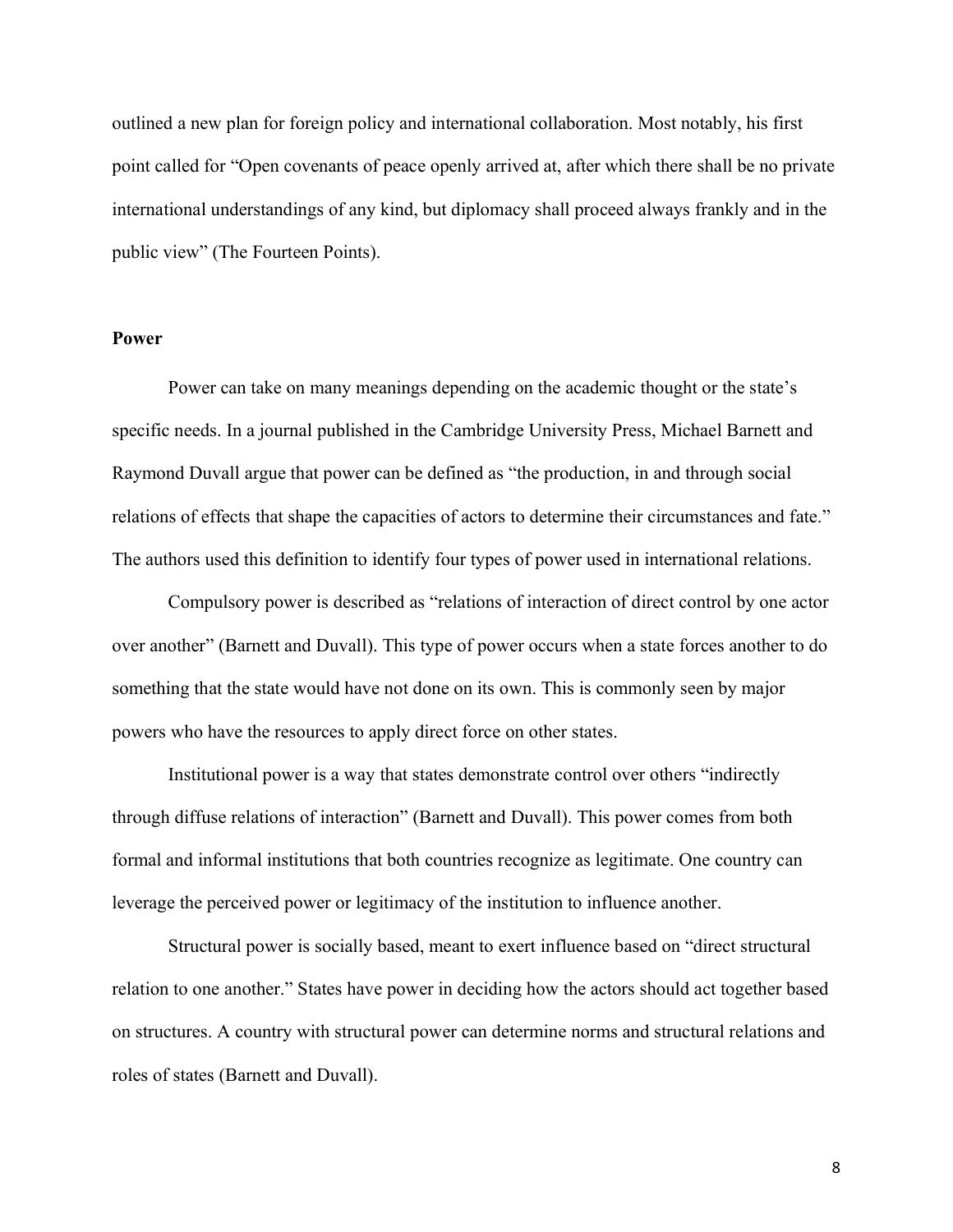outlined a new plan for foreign policy and international collaboration. Most notably, his first point called for "Open covenants of peace openly arrived at, after which there shall be no private international understandings of any kind, but diplomacy shall proceed always frankly and in the public view" (The Fourteen Points).

## Power

Power can take on many meanings depending on the academic thought or the state's specific needs. In a journal published in the Cambridge University Press, Michael Barnett and Raymond Duvall argue that power can be defined as "the production, in and through social relations of effects that shape the capacities of actors to determine their circumstances and fate." The authors used this definition to identify four types of power used in international relations.

Compulsory power is described as "relations of interaction of direct control by one actor over another" (Barnett and Duvall). This type of power occurs when a state forces another to do something that the state would have not done on its own. This is commonly seen by major powers who have the resources to apply direct force on other states.

Institutional power is a way that states demonstrate control over others "indirectly through diffuse relations of interaction" (Barnett and Duvall). This power comes from both formal and informal institutions that both countries recognize as legitimate. One country can leverage the perceived power or legitimacy of the institution to influence another.

Structural power is socially based, meant to exert influence based on "direct structural relation to one another." States have power in deciding how the actors should act together based on structures. A country with structural power can determine norms and structural relations and roles of states (Barnett and Duvall).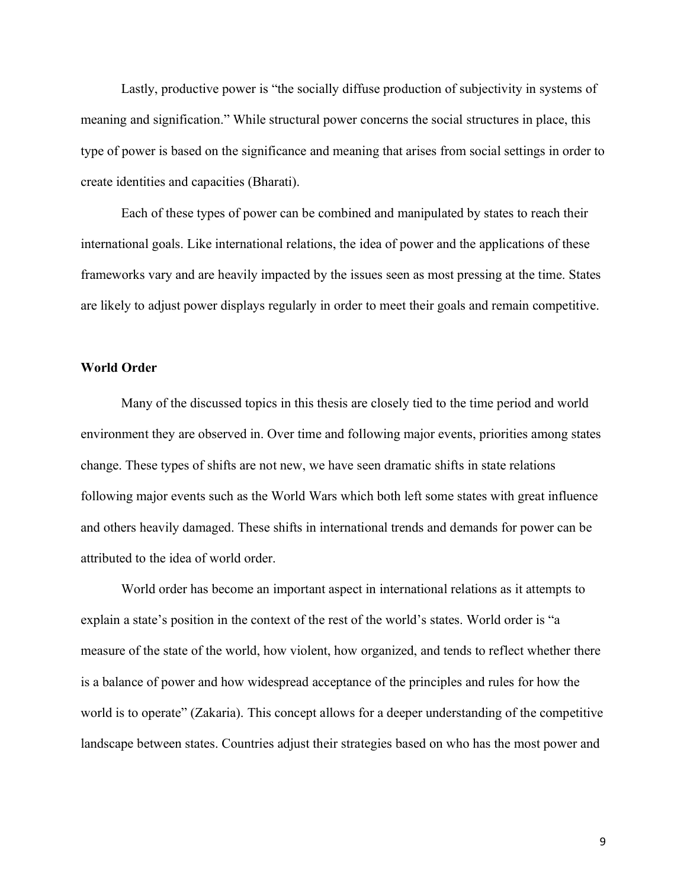Lastly, productive power is "the socially diffuse production of subjectivity in systems of meaning and signification." While structural power concerns the social structures in place, this type of power is based on the significance and meaning that arises from social settings in order to create identities and capacities (Bharati).

Each of these types of power can be combined and manipulated by states to reach their international goals. Like international relations, the idea of power and the applications of these frameworks vary and are heavily impacted by the issues seen as most pressing at the time. States are likely to adjust power displays regularly in order to meet their goals and remain competitive.

**World Order**

Many of the discussed topics in this thesis are closely tied to the time period and world environment they are observed in. Over time and following major events, priorities among states change. These types of shifts are not new, we have seen dramatic shifts in state relations following major events such as the World Wars which both left some states with great influence and others heavily damaged. These shifts in international trends and demands for power can be attributed to the idea of world order.

World order has become an important aspect in international relations as it attempts to explain a state's position in the context of the rest of the world's states. World order is "a measure of the state of the world, how violent, how organized, and tends to reflect whether there is a balance of power and how widespread acceptance of the principles and rules for how the world is to operate" (Zakaria). This concept allows for a deeper understanding of the competitive landscape between states. Countries adjust their strategies based on who has the most power and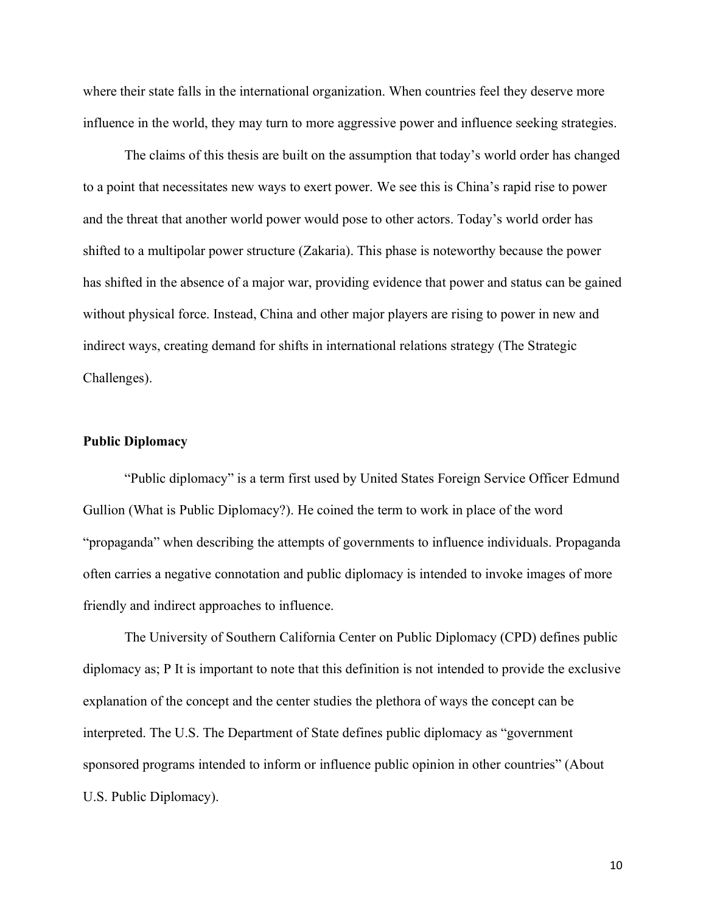where their state falls in the international organization. When countries feel they deserve more influence in the world, they may turn to more aggressive power and influence seeking strategies.

The claims of this thesis are built on the assumption that today's world order has changed to a point that necessitates new ways to exert power. We see this is China's rapid rise to power and the threat that another world power would pose to other actors. Today's world order has shifted to a multipolar power structure (Zakaria). This phase is noteworthy because the power has shifted in the absence of a major war, providing evidence that power and status can be gained without physical force. Instead, China and other major players are rising to power in new and indirect ways, creating demand for shifts in international relations strategy (The Strategic Challenges).

**Public Diplomacy**

"Public diplomacy" is a term first used by United States Foreign Service Officer Edmund Gullion (What is Public Diplomacy?). He coined the term to work in place of the word "propaganda" when describing the attempts of governments to influence individuals. Propaganda often carries a negative connotation and public diplomacy is intended to invoke images of more friendly and indirect approaches to influence.

The University of Southern California Center on Public Diplomacy (CPD) defines public diplomacy as; P It is important to note that this definition is not intended to provide the exclusive explanation of the concept and the center studies the plethora of ways the concept can be interpreted. The U.S. The Department of State defines public diplomacy as "government sponsored programs intended to inform or influence public opinion in other countries" (About U.S. Public Diplomacy).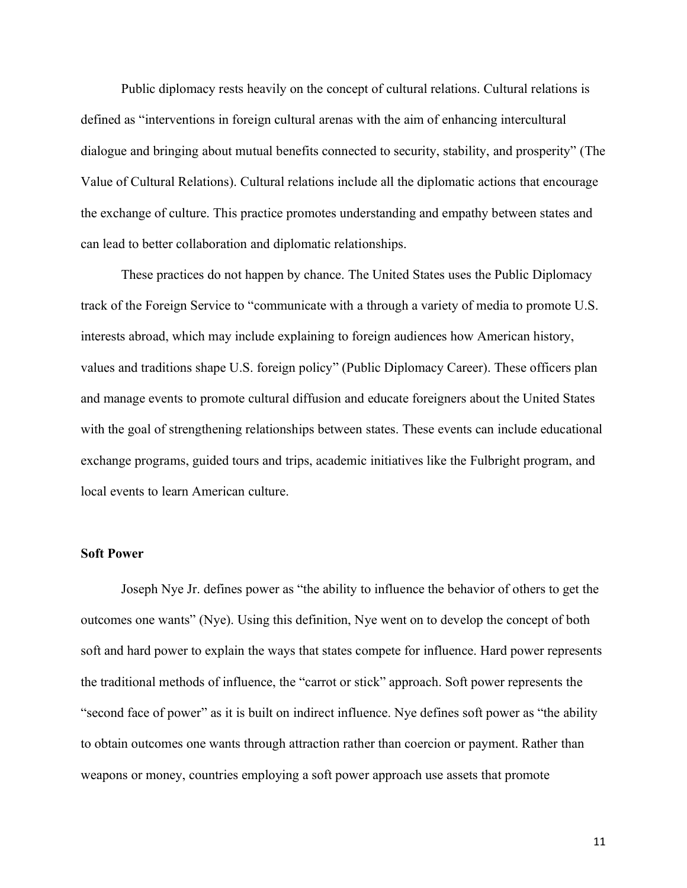Public diplomacy rests heavily on the concept of cultural relations. Cultural relations is defined as "interventions in foreign cultural arenas with the aim of enhancing intercultural dialogue and bringing about mutual benefits connected to security, stability, and prosperity" (The Value of Cultural Relations). Cultural relations include all the diplomatic actions that encourage the exchange of culture. This practice promotes understanding and empathy between states and can lead to better collaboration and diplomatic relationships.

These practices do not happen by chance. The United States uses the Public Diplomacy track of the Foreign Service to "communicate with a through a variety of media to promote U.S. interests abroad, which may include explaining to foreign audiences how American history, values and traditions shape U.S. foreign policy" (Public Diplomacy Career). These officers plan and manage events to promote cultural diffusion and educate foreigners about the United States with the goal of strengthening relationships between states. These events can include educational exchange programs, guided tours and trips, academic initiatives like the Fulbright program, and local events to learn American culture.

**Soft Power**

Joseph Nye Jr. defines power as "the ability to influence the behavior of others to get the outcomes one wants" (Nye). Using this definition, Nye went on to develop the concept of both soft and hard power to explain the ways that states compete for influence. Hard power represents the traditional methods of influence, the "carrot or stick" approach. Soft power represents the "second face of power" as it is built on indirect influence. Nye defines soft power as "the ability to obtain outcomes one wants through attraction rather than coercion or payment. Rather than weapons or money, countries employing a soft power approach use assets that promote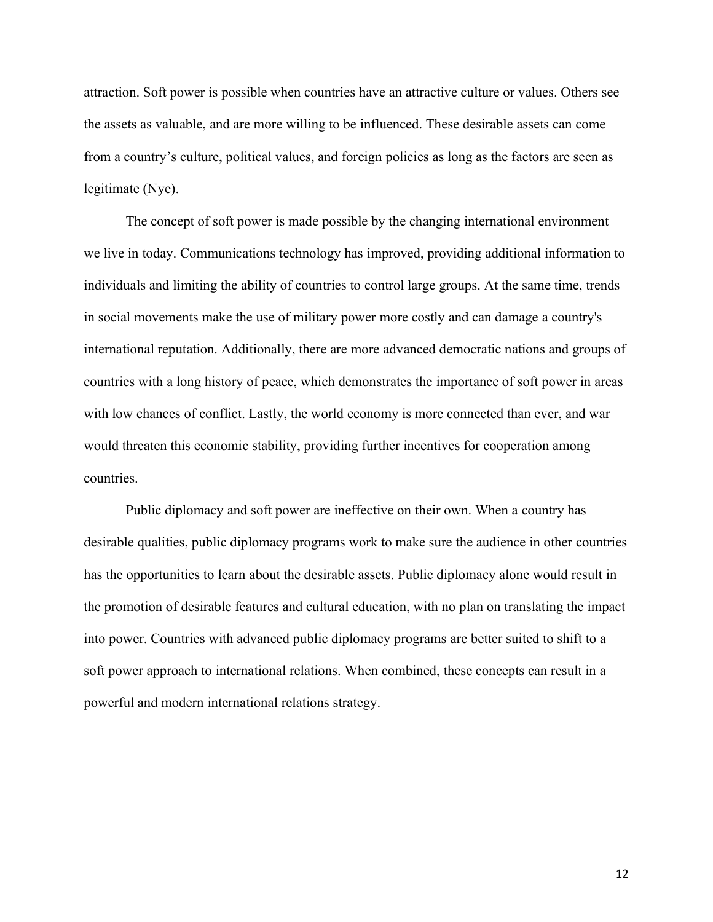attraction. Soft power is possible when countries have an attractive culture or values. Others see the assets as valuable, and are more willing to be influenced. These desirable assets can come from a country's culture, political values, and foreign policies as long as the factors are seen as legitimate (Nye).

The concept of soft power is made possible by the changing international environment we live in today. Communications technology has improved, providing additional information to individuals and limiting the ability of countries to control large groups. At the same time, trends in social movements make the use of military power more costly and can damage a country's international reputation. Additionally, there are more advanced democratic nations and groups of countries with a long history of peace, which demonstrates the importance of soft power in areas with low chances of conflict. Lastly, the world economy is more connected than ever, and war would threaten this economic stability, providing further incentives for cooperation among countries.

Public diplomacy and soft power are ineffective on their own. When a country has desirable qualities, public diplomacy programs work to make sure the audience in other countries has the opportunities to learn about the desirable assets. Public diplomacy alone would result in the promotion of desirable features and cultural education, with no plan on translating the impact into power. Countries with advanced public diplomacy programs are better suited to shift to a soft power approach to international relations. When combined, these concepts can result in a powerful and modern international relations strategy.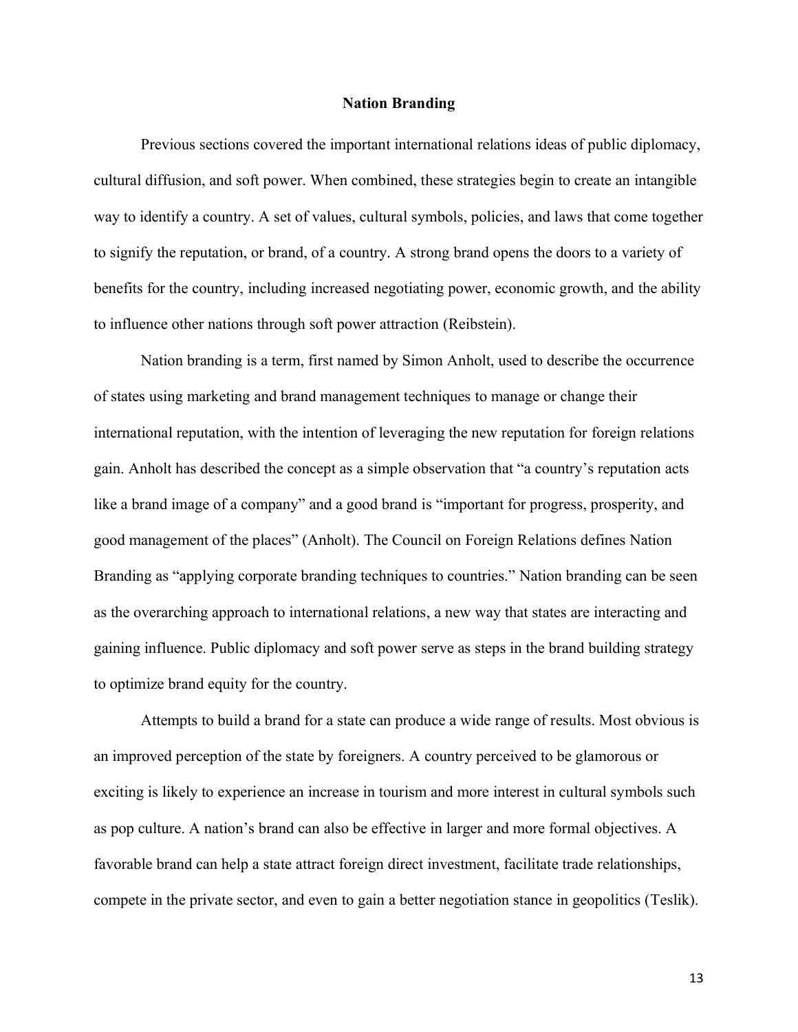## Nation Branding

Previous sections covered the important international relations ideas of public diplomacy, cultural diffusion, and soft power. When combined, these strategies begin to create an intangible way to identify a country. A set of values, cultural symbols, policies, and laws that come together to signify the reputation, or brand, of a country. A strong brand opens the doors to a variety of benefits for the country, including increased negotiating power, economic growth, and the ability to influence other nations through soft power attraction (Reibstein).

Nation branding is a term, first named by Simon Anholt, used to describe the occurrence of states using marketing and brand management techniques to manage or change their international reputation, with the intention of leveraging the new reputation for foreign relations gain. Anholt has described the concept as a simple observation that "a country's reputation acts like a brand image of a company" and a good brand is "important for progress, prosperity, and good management of the places" (Anholt). The Council on Foreign Relations defines Nation Branding as "applying corporate branding techniques to countries." Nation branding can be seen as the overarching approach to international relations, a new way that states are interacting and gaining influence. Public diplomacy and soft power serve as steps in the brand building strategy to optimize brand equity for the country.

Attempts to build a brand for a state can produce a wide range of results. Most obvious is an improved perception of the state by foreigners. A country perceived to be glamorous or exciting is likely to experience an increase in tourism and more interest in cultural symbols such as pop culture. A nation's brand can also be effective in larger and more formal objectives. A favorable brand can help a state attract foreign direct investment, facilitate trade relationships, compete in the private sector, and even to gain a better negotiation stance in geopolitics (Teslik).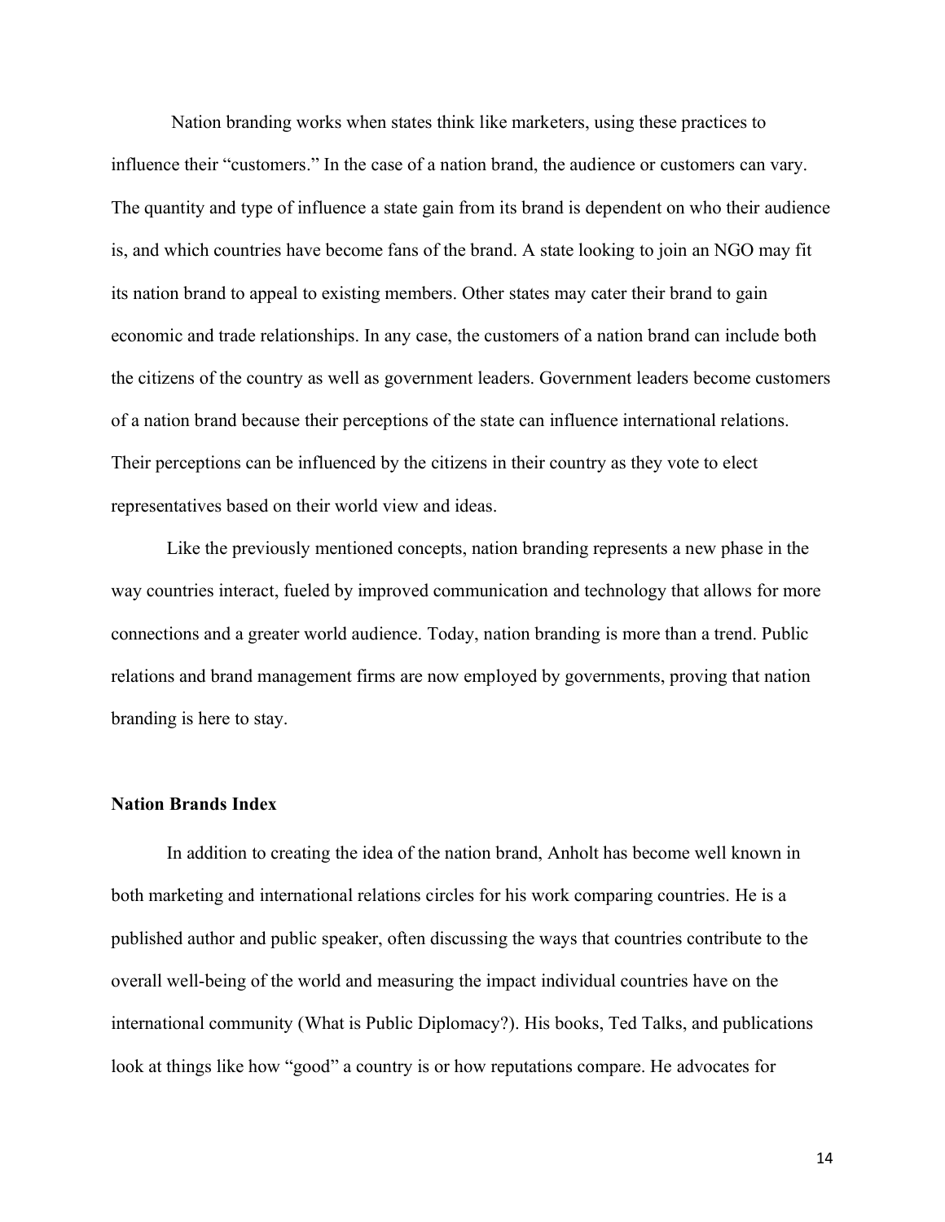Nation branding works when states think like marketers, using these practices to influence their "customers." In the case of a nation brand, the audience or customers can vary. The quantity and type of influence a state gain from its brand is dependent on who their audience is, and which countries have become fans of the brand. A state looking to join an NGO may fit its nation brand to appeal to existing members. Other states may cater their brand to gain economic and trade relationships. In any case, the customers of a nation brand can include both the citizens of the country as well as government leaders. Government leaders become customers of a nation brand because their perceptions of the state can influence international relations. Their perceptions can be influenced by the citizens in their country as they vote to elect representatives based on their world view and ideas.

Like the previously mentioned concepts, nation branding represents a new phase in the way countries interact, fueled by improved communication and technology that allows for more connections and a greater world audience. Today, nation branding is more than a trend. Public relations and brand management firms are now employed by governments, proving that nation branding is here to stay.

**Nation Brands Index**

In addition to creating the idea of the nation brand, Anholt has become well known in both marketing and international relations circles for his work comparing countries. He is a published author and public speaker, often discussing the ways that countries contribute to the overall well-being of the world and measuring the impact individual countries have on the international community (What is Public Diplomacy?). His books, Ted Talks, and publications look at things like how "good" a country is or how reputations compare. He advocates for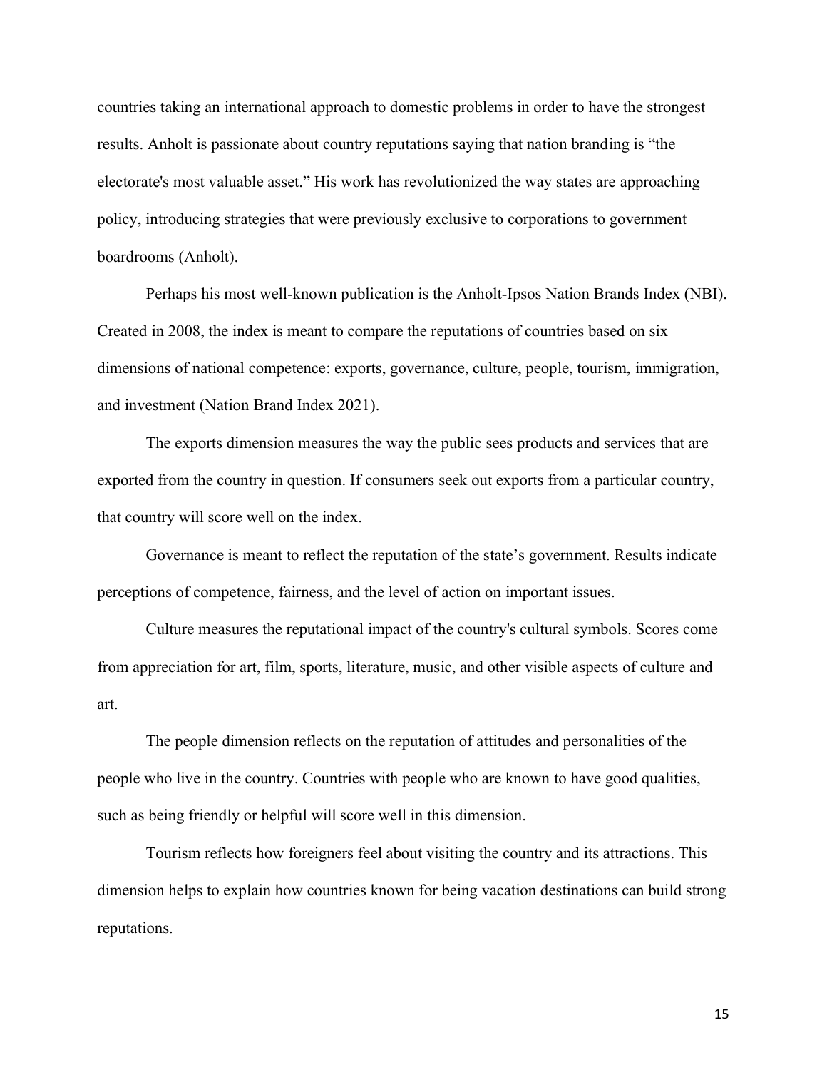countries taking an international approach to domestic problems in order to have the strongest results. Anholt is passionate about country reputations saying that nation branding is "the electorate's most valuable asset." His work has revolutionized the way states are approaching policy, introducing strategies that were previously exclusive to corporations to government boardrooms (Anholt).

Perhaps his most well-known publication is the Anholt-Ipsos Nation Brands Index (NBI). Created in 2008, the index is meant to compare the reputations of countries based on six dimensions of national competence: exports, governance, culture, people, tourism, immigration, and investment (Nation Brand Index 2021).

The exports dimension measures the way the public sees products and services that are exported from the country in question. If consumers seek out exports from a particular country, that country will score well on the index.

Governance is meant to reflect the reputation of the state's government. Results indicate perceptions of competence, fairness, and the level of action on important issues.

Culture measures the reputational impact of the country's cultural symbols. Scores come from appreciation for art, film, sports, literature, music, and other visible aspects of culture and art.

The people dimension reflects on the reputation of attitudes and personalities of the people who live in the country. Countries with people who are known to have good qualities, such as being friendly or helpful will score well in this dimension.

Tourism reflects how foreigners feel about visiting the country and its attractions. This dimension helps to explain how countries known for being vacation destinations can build strong reputations.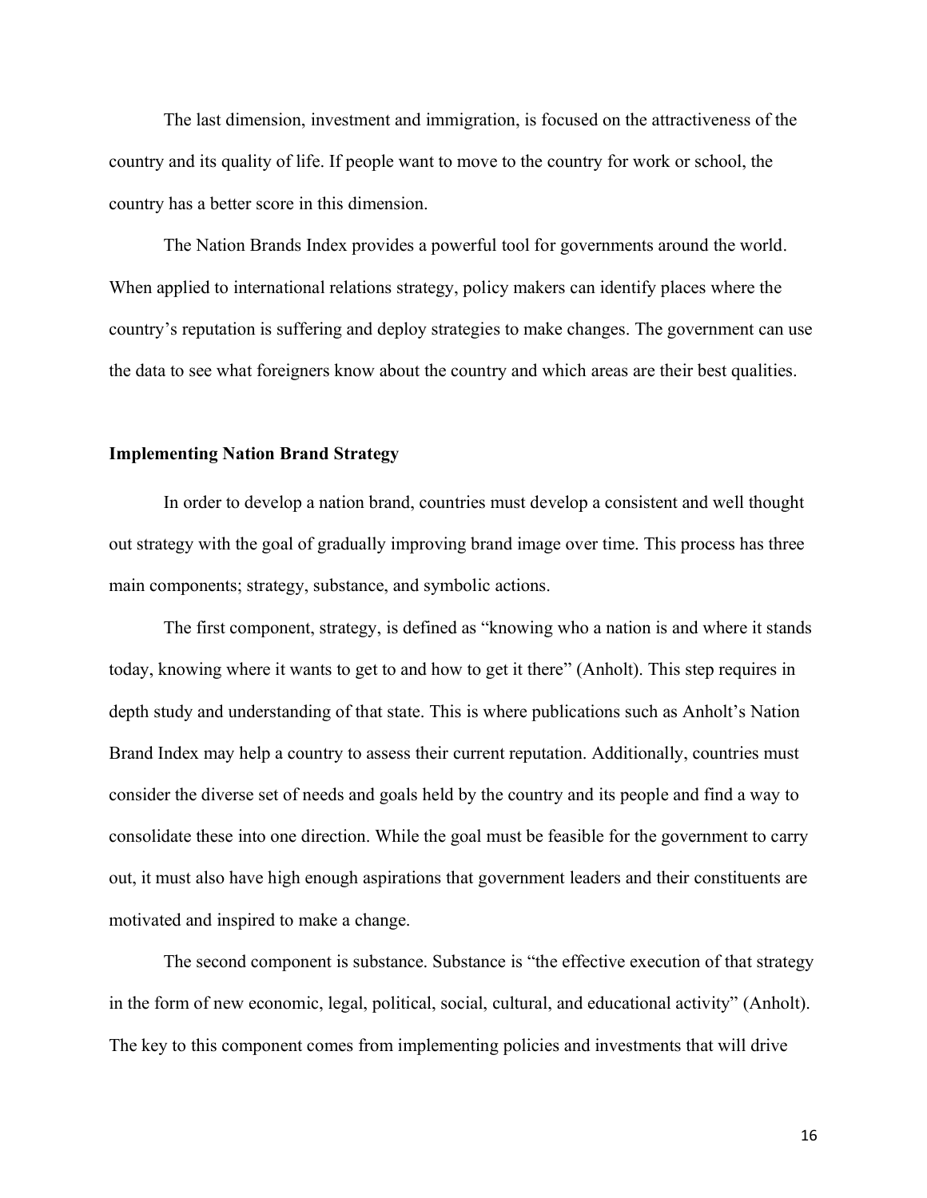The last dimension, investment and immigration, is focused on the attractiveness of the country and its quality of life. If people want to move to the country for work or school, the country has a better score in this dimension.

The Nation Brands Index provides a powerful tool for governments around the world. When applied to international relations strategy, policy makers can identify places where the country's reputation is suffering and deploy strategies to make changes. The government can use the data to see what foreigners know about the country and which areas are their best qualities.

**Implementing Nation Brand Strategy**

In order to develop a nation brand, countries must develop a consistent and well thought out strategy with the goal of gradually improving brand image over time. This process has three main components; strategy, substance, and symbolic actions.

The first component, strategy, is defined as "knowing who a nation is and where it stands today, knowing where it wants to get to and how to get it there" (Anholt). This step requires in depth study and understanding of that state. This is where publications such as Anholt's Nation Brand Index may help a country to assess their current reputation. Additionally, countries must consider the diverse set of needs and goals held by the country and its people and find a way to consolidate these into one direction. While the goal must be feasible for the government to carry out, it must also have high enough aspirations that government leaders and their constituents are motivated and inspired to make a change.

The second component is substance. Substance is "the effective execution of that strategy in the form of new economic, legal, political, social, cultural, and educational activity" (Anholt). The key to this component comes from implementing policies and investments that will drive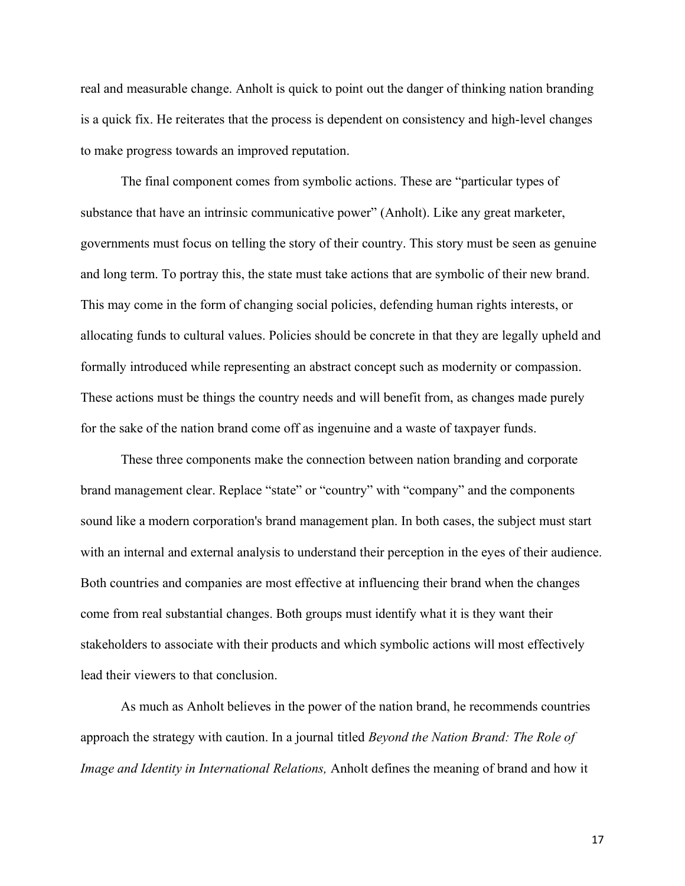real and measurable change. Anholt is quick to point out the danger of thinking nation branding is a quick fix. He reiterates that the process is dependent on consistency and high-level changes to make progress towards an improved reputation.

The final component comes from symbolic actions. These are "particular types of substance that have an intrinsic communicative power" (Anholt). Like any great marketer, governments must focus on telling the story of their country. This story must be seen as genuine and long term. To portray this, the state must take actions that are symbolic of their new brand. This may come in the form of changing social policies, defending human rights interests, or allocating funds to cultural values. Policies should be concrete in that they are legally upheld and formally introduced while representing an abstract concept such as modernity or compassion. These actions must be things the country needs and will benefit from, as changes made purely for the sake of the nation brand come off as ingenuine and a waste of taxpayer funds.

These three components make the connection between nation branding and corporate brand management clear. Replace "state" or "country" with "company" and the components sound like a modern corporation's brand management plan. In both cases, the subject must start with an internal and external analysis to understand their perception in the eyes of their audience. Both countries and companies are most effective at influencing their brand when the changes come from real substantial changes. Both groups must identify what it is they want their stakeholders to associate with their products and which symbolic actions will most effectively lead their viewers to that conclusion.

As much as Anholt believes in the power of the nation brand, he recommends countries approach the strategy with caution. In a journal titled *Beyond the Nation Brand: The Role of Image and Identity in International Relations,* Anholt defines the meaning of brand and how it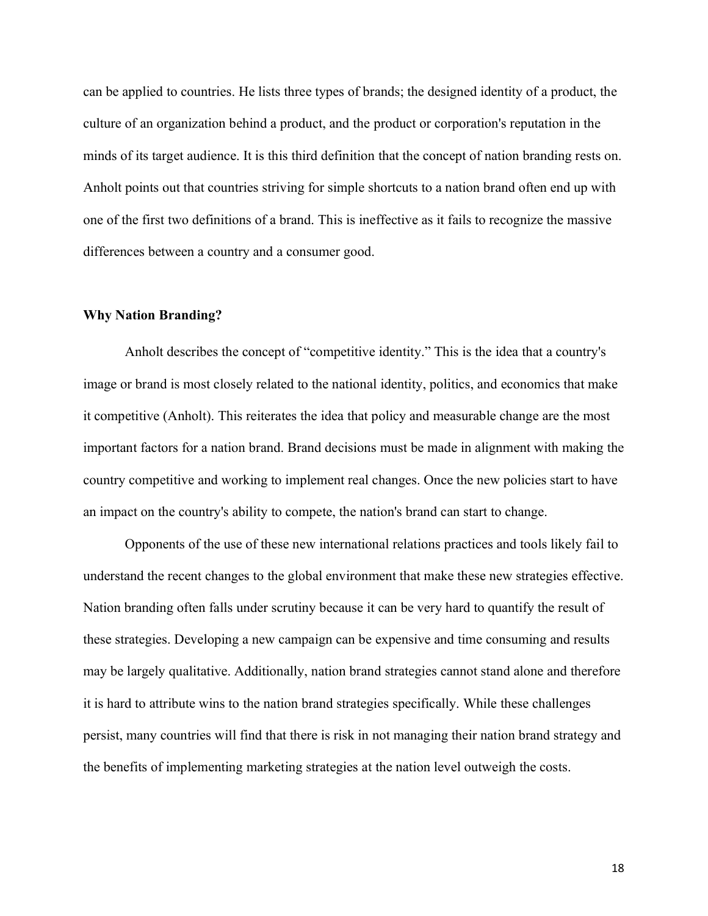can be applied to countries. He lists three types of brands; the designed identity of a product, the culture of an organization behind a product, and the product or corporation's reputation in the minds of its target audience. It is this third definition that the concept of nation branding rests on. Anholt points out that countries striving for simple shortcuts to a nation brand often end up with one of the first two definitions of a brand. This is ineffective as it fails to recognize the massive differences between a country and a consumer good.

**Why Nation Branding?**

Anholt describes the concept of "competitive identity." This is the idea that a country's image or brand is most closely related to the national identity, politics, and economics that make it competitive (Anholt). This reiterates the idea that policy and measurable change are the most important factors for a nation brand. Brand decisions must be made in alignment with making the country competitive and working to implement real changes. Once the new policies start to have an impact on the country's ability to compete, the nation's brand can start to change.

Opponents of the use of these new international relations practices and tools likely fail to understand the recent changes to the global environment that make these new strategies effective. Nation branding often falls under scrutiny because it can be very hard to quantify the result of these strategies. Developing a new campaign can be expensive and time consuming and results may be largely qualitative. Additionally, nation brand strategies cannot stand alone and therefore it is hard to attribute wins to the nation brand strategies specifically. While these challenges persist, many countries will find that there is risk in not managing their nation brand strategy and the benefits of implementing marketing strategies at the nation level outweigh the costs.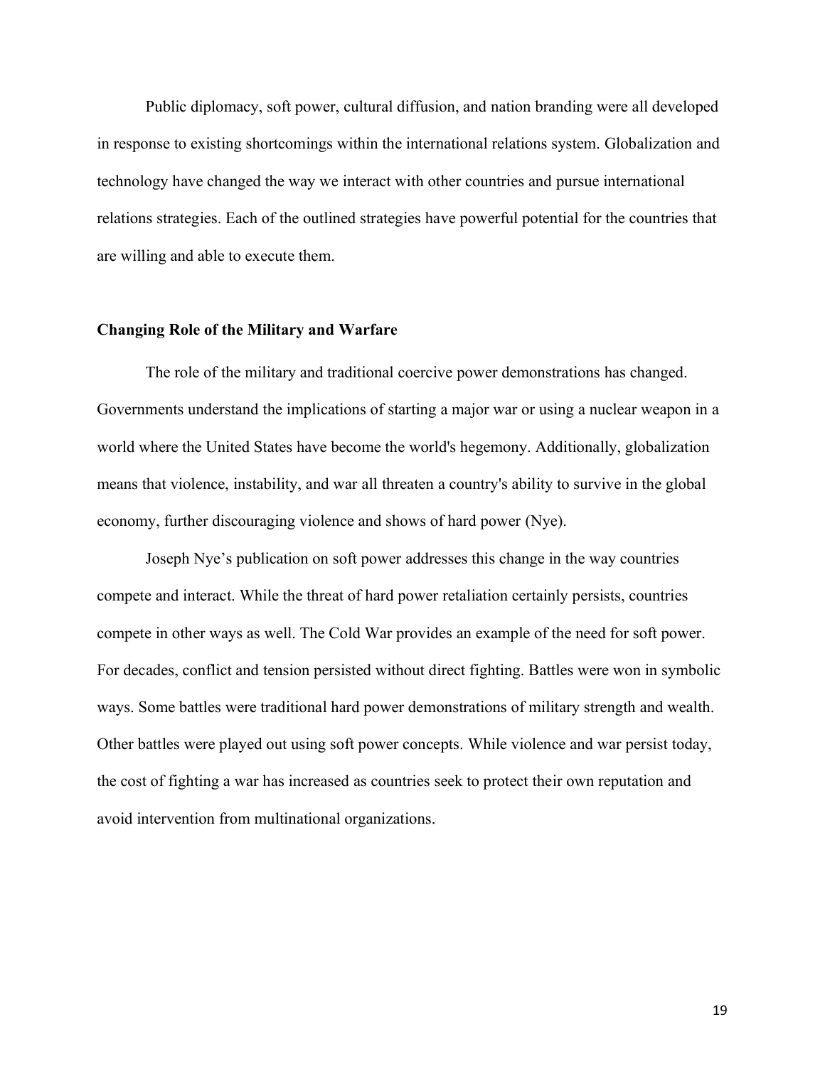Public diplomacy, soft power, cultural diffusion, and nation branding were all developed in response to existing shortcomings within the international relations system. Globalization and technology have changed the way we interact with other countries and pursue international relations strategies. Each of the outlined strategies have powerful potential for the countries that are willing and able to execute them.

### Changing Role of the Military and Warfare

The role of the military and traditional coercive power demonstrations has changed. Governments understand the implications of starting a major war or using a nuclear weapon in a world where the United States have become the world's hegemony. Additionally, globalization means that violence, instability, and war all threaten a country's ability to survive in the global economy, further discouraging violence and shows of hard power (Nye).

Joseph Nye's publication on soft power addresses this change in the way countries compete and interact. While the threat of hard power retaliation certainly persists, countries compete in other ways as well. The Cold War provides an example of the need for soft power. For decades, conflict and tension persisted without direct fighting. Battles were won in symbolic ways. Some battles were traditional hard power demonstrations of military strength and wealth. Other battles were played out using soft power concepts. While violence and war persist today, the cost of fighting a war has increased as countries seek to protect their own reputation and avoid intervention from multinational organizations.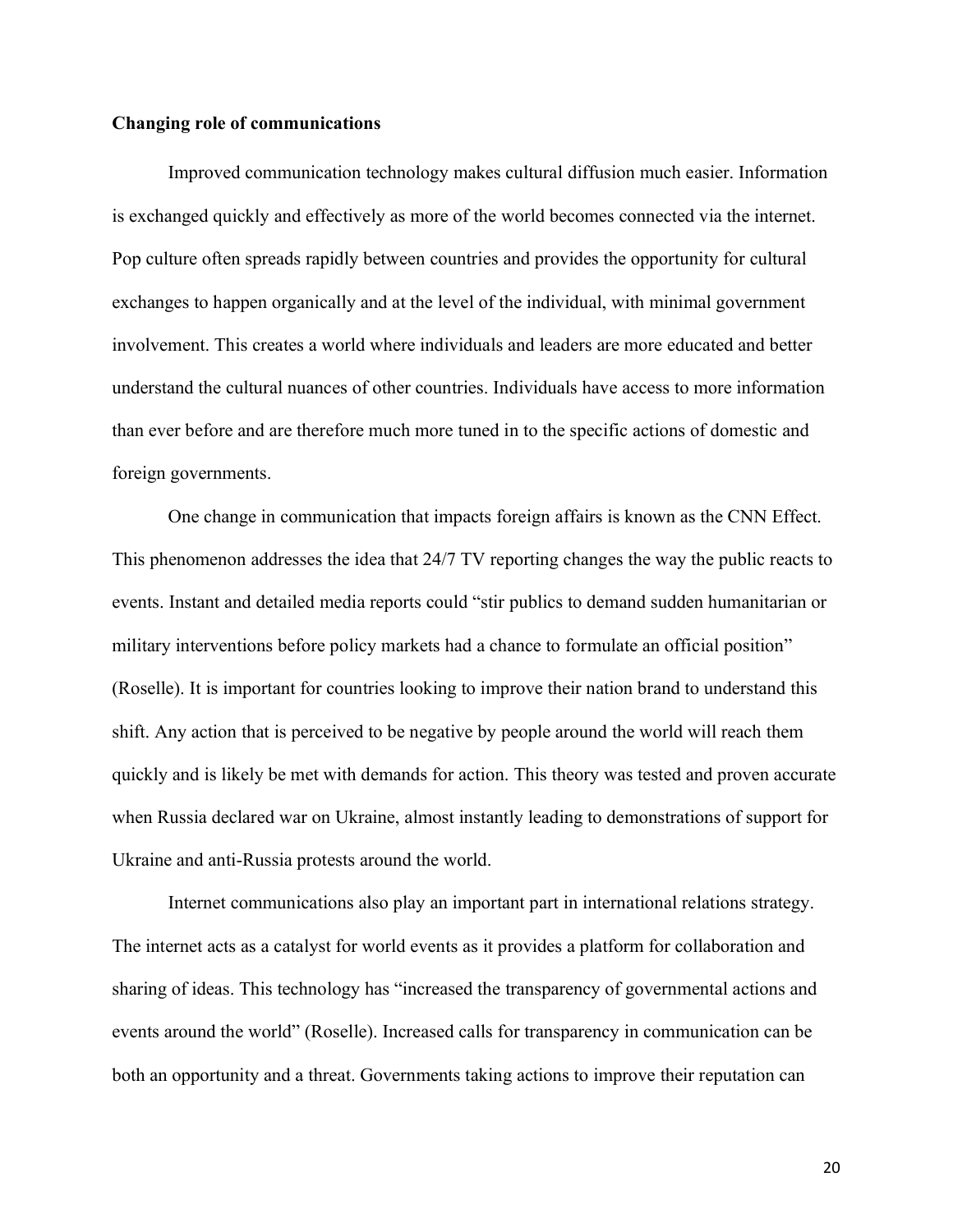**Changing role of communications**

Improved communication technology makes cultural diffusion much easier. Information is exchanged quickly and effectively as more of the world becomes connected via the internet. Pop culture often spreads rapidly between countries and provides the opportunity for cultural exchanges to happen organically and at the level of the individual, with minimal government involvement. This creates a world where individuals and leaders are more educated and better understand the cultural nuances of other countries. Individuals have access to more information than ever before and are therefore much more tuned in to the specific actions of domestic and foreign governments.

One change in communication that impacts foreign affairs is known as the CNN Effect. This phenomenon addresses the idea that 24/7 TV reporting changes the way the public reacts to events. Instant and detailed media reports could "stir publics to demand sudden humanitarian or military interventions before policy markets had a chance to formulate an official position" (Roselle). It is important for countries looking to improve their nation brand to understand this shift. Any action that is perceived to be negative by people around the world will reach them quickly and is likely be met with demands for action. This theory was tested and proven accurate when Russia declared war on Ukraine, almost instantly leading to demonstrations of support for Ukraine and anti-Russia protests around the world.

Internet communications also play an important part in international relations strategy. The internet acts as a catalyst for world events as it provides a platform for collaboration and sharing of ideas. This technology has "increased the transparency of governmental actions and events around the world" (Roselle). Increased calls for transparency in communication can be both an opportunity and a threat. Governments taking actions to improve their reputation can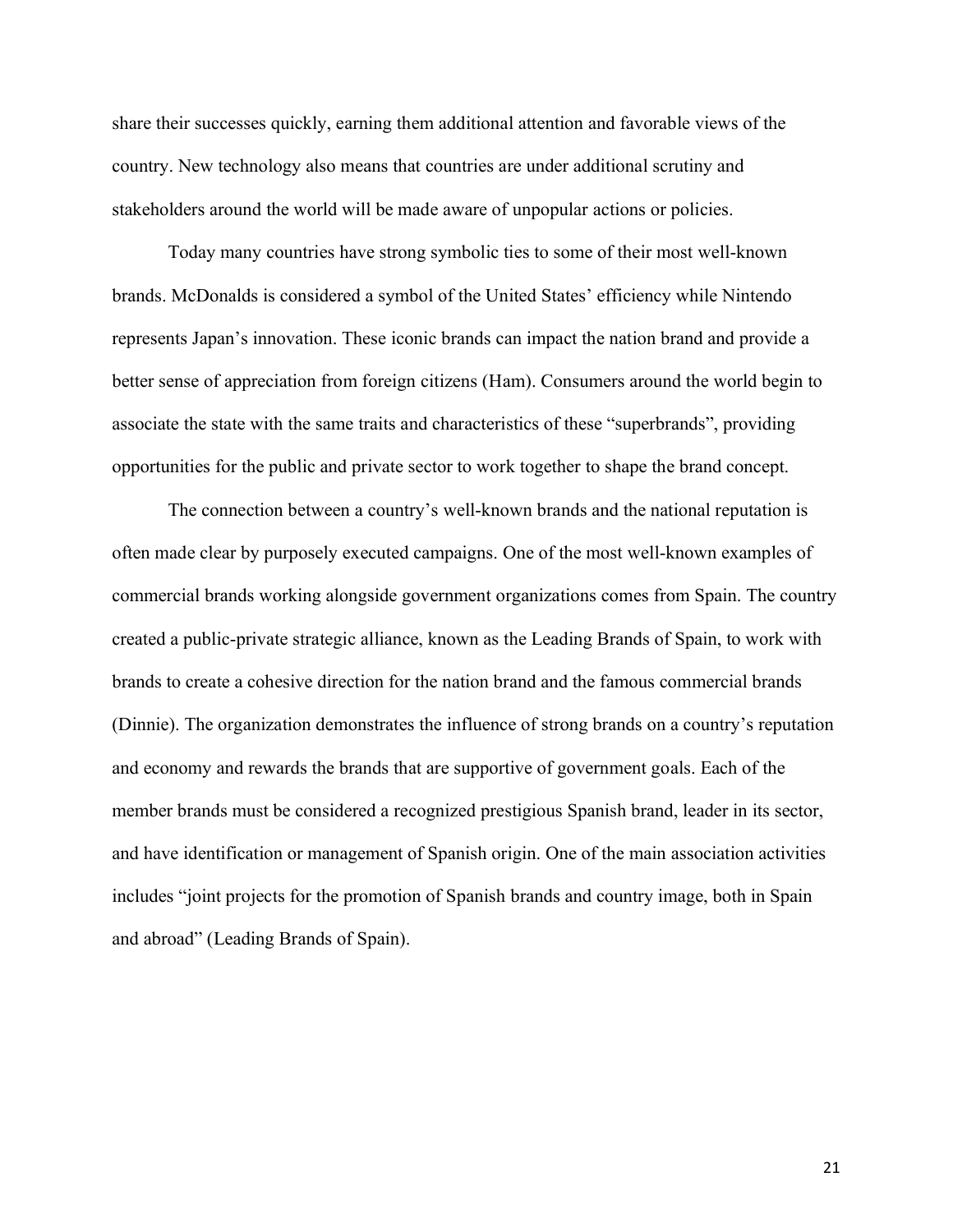share their successes quickly, earning them additional attention and favorable views of the country. New technology also means that countries are under additional scrutiny and stakeholders around the world will be made aware of unpopular actions or policies.

Today many countries have strong symbolic ties to some of their most well-known brands. McDonalds is considered a symbol of the United States' efficiency while Nintendo represents Japan's innovation. These iconic brands can impact the nation brand and provide a better sense of appreciation from foreign citizens (Ham). Consumers around the world begin to associate the state with the same traits and characteristics of these "superbrands", providing opportunities for the public and private sector to work together to shape the brand concept.

The connection between a country's well-known brands and the national reputation is often made clear by purposely executed campaigns. One of the most well-known examples of commercial brands working alongside government organizations comes from Spain. The country created a public-private strategic alliance, known as the Leading Brands of Spain, to work with brands to create a cohesive direction for the nation brand and the famous commercial brands (Dinnie). The organization demonstrates the influence of strong brands on a country's reputation and economy and rewards the brands that are supportive of government goals. Each of the member brands must be considered a recognized prestigious Spanish brand, leader in its sector, and have identification or management of Spanish origin. One of the main association activities includes "joint projects for the promotion of Spanish brands and country image, both in Spain and abroad" (Leading Brands of Spain).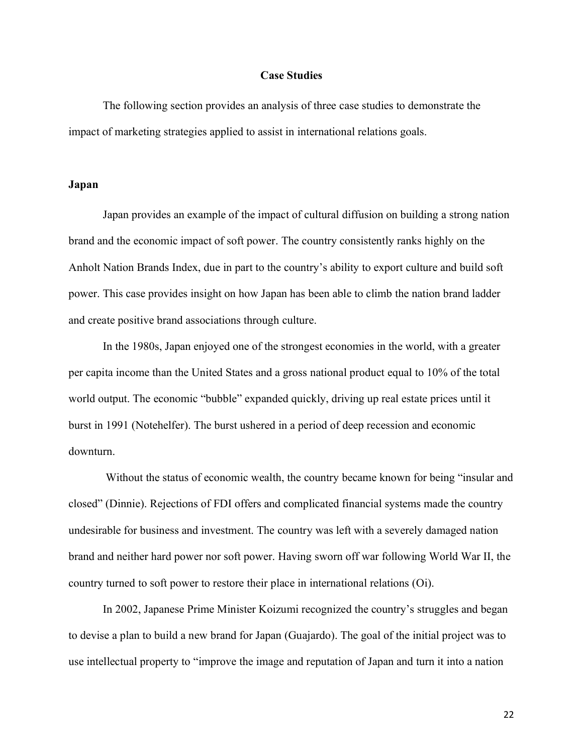## Case Studies

The following section provides an analysis of three case studies to demonstrate the impact of marketing strategies applied to assist in international relations goals.

### Japan

Japan provides an example of the impact of cultural diffusion on building a strong nation brand and the economic impact of soft power. The country consistently ranks highly on the Anholt Nation Brands Index, due in part to the country's ability to export culture and build soft power. This case provides insight on how Japan has been able to climb the nation brand ladder and create positive brand associations through culture.

In the 1980s, Japan enjoyed one of the strongest economies in the world, with a greater per capita income than the United States and a gross national product equal to 10% of the total world output. The economic "bubble" expanded quickly, driving up real estate prices until it burst in 1991 (Notehelfer). The burst ushered in a period of deep recession and economic downturn.

Without the status of economic wealth, the country became known for being "insular and closed" (Dinnie). Rejections of FDI offers and complicated financial systems made the country undesirable for business and investment. The country was left with a severely damaged nation brand and neither hard power nor soft power. Having sworn off war following World War II, the country turned to soft power to restore their place in international relations (Oi).

In 2002, Japanese Prime Minister Koizumi recognized the country's struggles and began to devise a plan to build a new brand for Japan (Guajardo). The goal of the initial project was to use intellectual property to "improve the image and reputation of Japan and turn it into a nation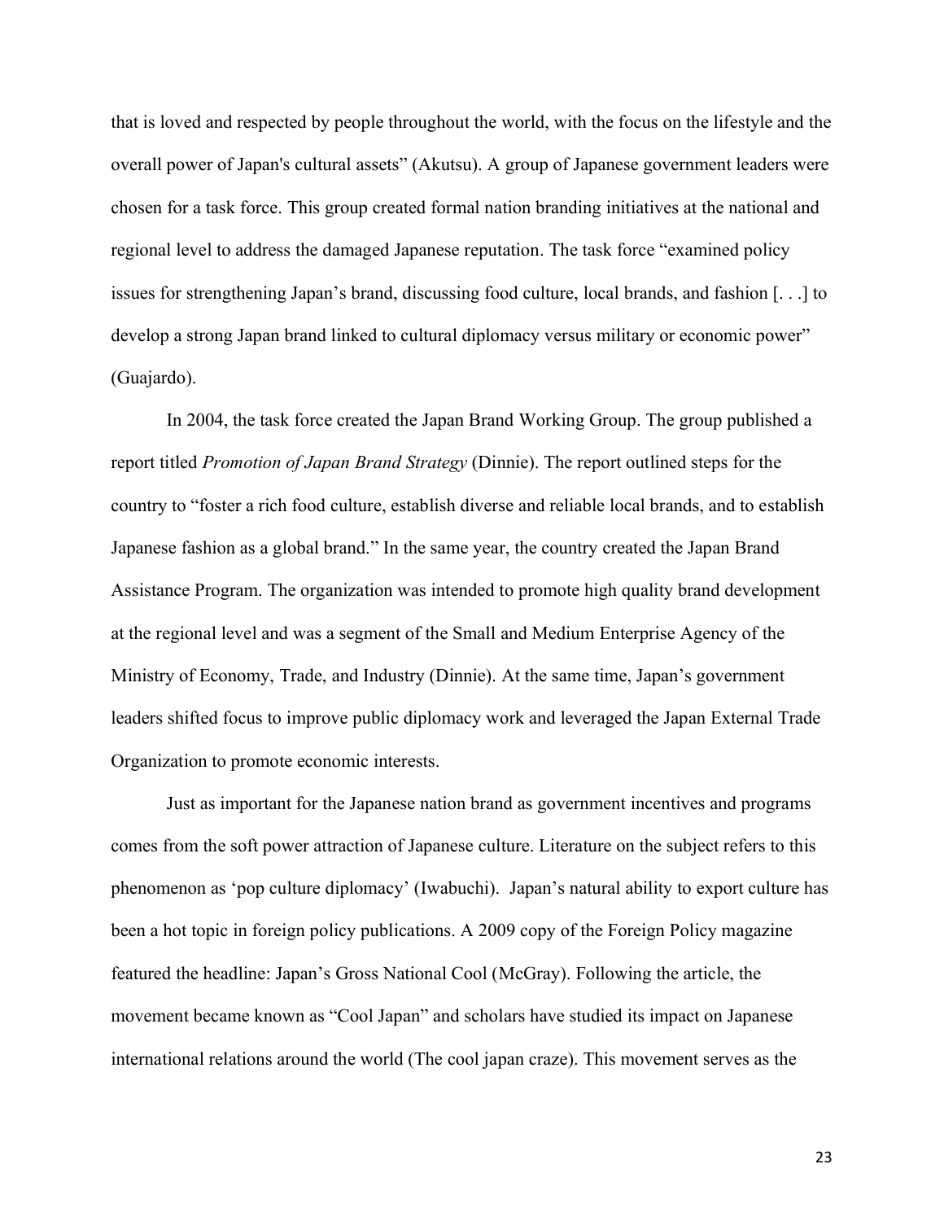that is loved and respected by people throughout the world, with the focus on the lifestyle and the overall power of Japan's cultural assets" (Akutsu). A group of Japanese government leaders were chosen for a task force. This group created formal nation branding initiatives at the national and regional level to address the damaged Japanese reputation. The task force "examined policy issues for strengthening Japan's brand, discussing food culture, local brands, and fashion [. . .] to develop a strong Japan brand linked to cultural diplomacy versus military or economic power" (Guajardo).

In 2004, the task force created the Japan Brand Working Group. The group published a report titled *Promotion of Japan Brand Strategy* (Dinnie). The report outlined steps for the country to "foster a rich food culture, establish diverse and reliable local brands, and to establish Japanese fashion as a global brand." In the same year, the country created the Japan Brand Assistance Program. The organization was intended to promote high quality brand development at the regional level and was a segment of the Small and Medium Enterprise Agency of the Ministry of Economy, Trade, and Industry (Dinnie). At the same time, Japan's government leaders shifted focus to improve public diplomacy work and leveraged the Japan External Trade Organization to promote economic interests.

Just as important for the Japanese nation brand as government incentives and programs comes from the soft power attraction of Japanese culture. Literature on the subject refers to this phenomenon as 'pop culture diplomacy' (Iwabuchi). Japan's natural ability to export culture has been a hot topic in foreign policy publications. A 2009 copy of the Foreign Policy magazine featured the headline: Japan's Gross National Cool (McGray). Following the article, the movement became known as "Cool Japan" and scholars have studied its impact on Japanese international relations around the world (The cool japan craze). This movement serves as the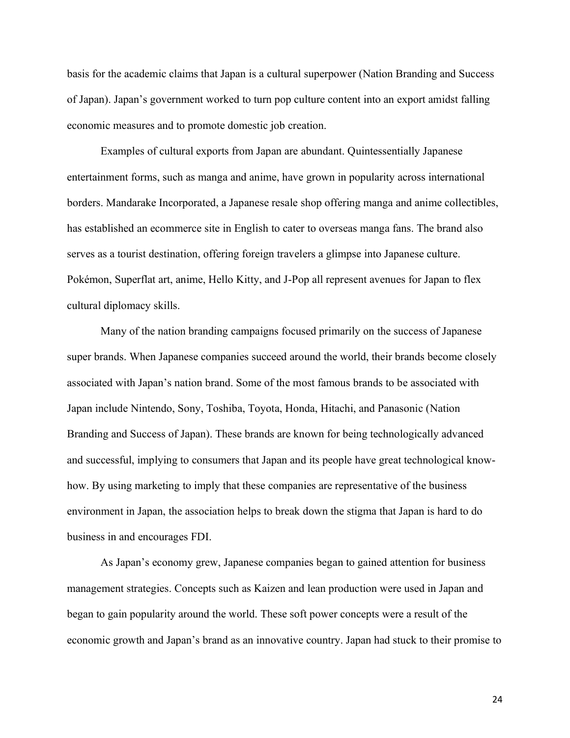basis for the academic claims that Japan is a cultural superpower (Nation Branding and Success of Japan). Japan's government worked to turn pop culture content into an export amidst falling economic measures and to promote domestic job creation.

Examples of cultural exports from Japan are abundant. Quintessentially Japanese entertainment forms, such as manga and anime, have grown in popularity across international borders. Mandarake Incorporated, a Japanese resale shop offering manga and anime collectibles, has established an ecommerce site in English to cater to overseas manga fans. The brand also serves as a tourist destination, offering foreign travelers a glimpse into Japanese culture. Pokémon, Superflat art, anime, Hello Kitty, and J-Pop all represent avenues for Japan to flex cultural diplomacy skills.

Many of the nation branding campaigns focused primarily on the success of Japanese super brands. When Japanese companies succeed around the world, their brands become closely associated with Japan's nation brand. Some of the most famous brands to be associated with Japan include Nintendo, Sony, Toshiba, Toyota, Honda, Hitachi, and Panasonic (Nation Branding and Success of Japan). These brands are known for being technologically advanced and successful, implying to consumers that Japan and its people have great technological know-how. By using marketing to imply that these companies are representative of the business environment in Japan, the association helps to break down the stigma that Japan is hard to do business in and encourages FDI.

As Japan's economy grew, Japanese companies began to gained attention for business management strategies. Concepts such as Kaizen and lean production were used in Japan and began to gain popularity around the world. These soft power concepts were a result of the economic growth and Japan's brand as an innovative country. Japan had stuck to their promise to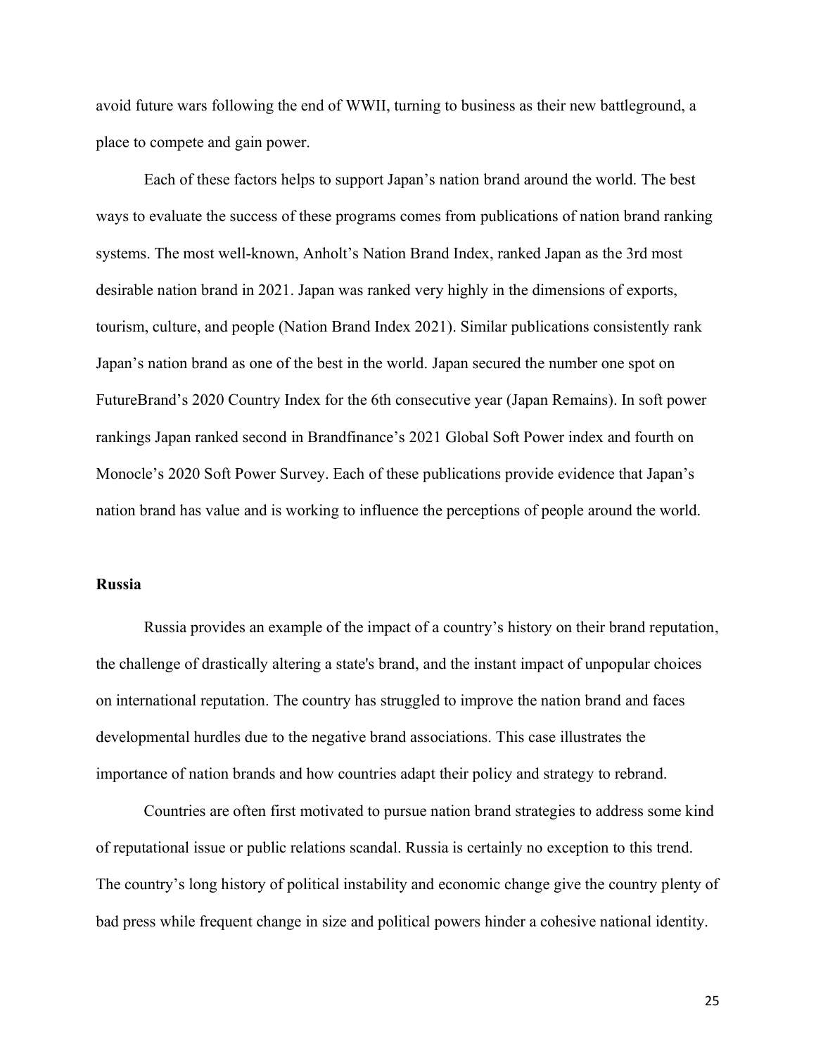avoid future wars following the end of WWII, turning to business as their new battleground, a place to compete and gain power.

Each of these factors helps to support Japan's nation brand around the world. The best ways to evaluate the success of these programs comes from publications of nation brand ranking systems. The most well-known, Anholt's Nation Brand Index, ranked Japan as the 3rd most desirable nation brand in 2021. Japan was ranked very highly in the dimensions of exports, tourism, culture, and people (Nation Brand Index 2021). Similar publications consistently rank Japan's nation brand as one of the best in the world. Japan secured the number one spot on FutureBrand's 2020 Country Index for the 6th consecutive year (Japan Remains). In soft power rankings Japan ranked second in Brandfinance's 2021 Global Soft Power index and fourth on Monocle's 2020 Soft Power Survey. Each of these publications provide evidence that Japan's nation brand has value and is working to influence the perceptions of people around the world.

**Russia**

Russia provides an example of the impact of a country's history on their brand reputation, the challenge of drastically altering a state's brand, and the instant impact of unpopular choices on international reputation. The country has struggled to improve the nation brand and faces developmental hurdles due to the negative brand associations. This case illustrates the importance of nation brands and how countries adapt their policy and strategy to rebrand.

Countries are often first motivated to pursue nation brand strategies to address some kind of reputational issue or public relations scandal. Russia is certainly no exception to this trend. The country's long history of political instability and economic change give the country plenty of bad press while frequent change in size and political powers hinder a cohesive national identity.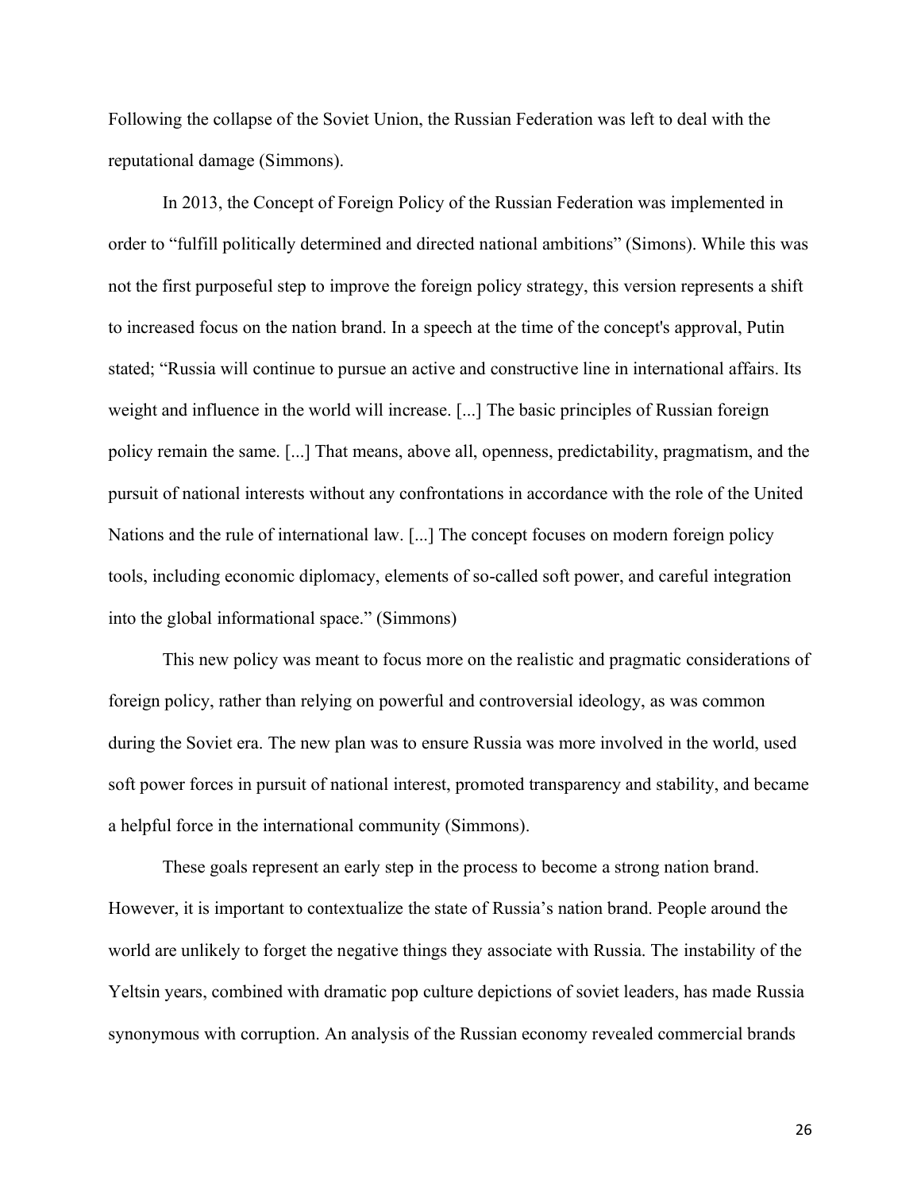Following the collapse of the Soviet Union, the Russian Federation was left to deal with the reputational damage (Simmons).

In 2013, the Concept of Foreign Policy of the Russian Federation was implemented in order to "fulfill politically determined and directed national ambitions" (Simons). While this was not the first purposeful step to improve the foreign policy strategy, this version represents a shift to increased focus on the nation brand. In a speech at the time of the concept's approval, Putin stated; "Russia will continue to pursue an active and constructive line in international affairs. Its weight and influence in the world will increase. [...] The basic principles of Russian foreign policy remain the same. [...] That means, above all, openness, predictability, pragmatism, and the pursuit of national interests without any confrontations in accordance with the role of the United Nations and the rule of international law. [...] The concept focuses on modern foreign policy tools, including economic diplomacy, elements of so-called soft power, and careful integration into the global informational space." (Simmons)

This new policy was meant to focus more on the realistic and pragmatic considerations of foreign policy, rather than relying on powerful and controversial ideology, as was common during the Soviet era. The new plan was to ensure Russia was more involved in the world, used soft power forces in pursuit of national interest, promoted transparency and stability, and became a helpful force in the international community (Simmons).

These goals represent an early step in the process to become a strong nation brand. However, it is important to contextualize the state of Russia's nation brand. People around the world are unlikely to forget the negative things they associate with Russia. The instability of the Yeltsin years, combined with dramatic pop culture depictions of soviet leaders, has made Russia synonymous with corruption. An analysis of the Russian economy revealed commercial brands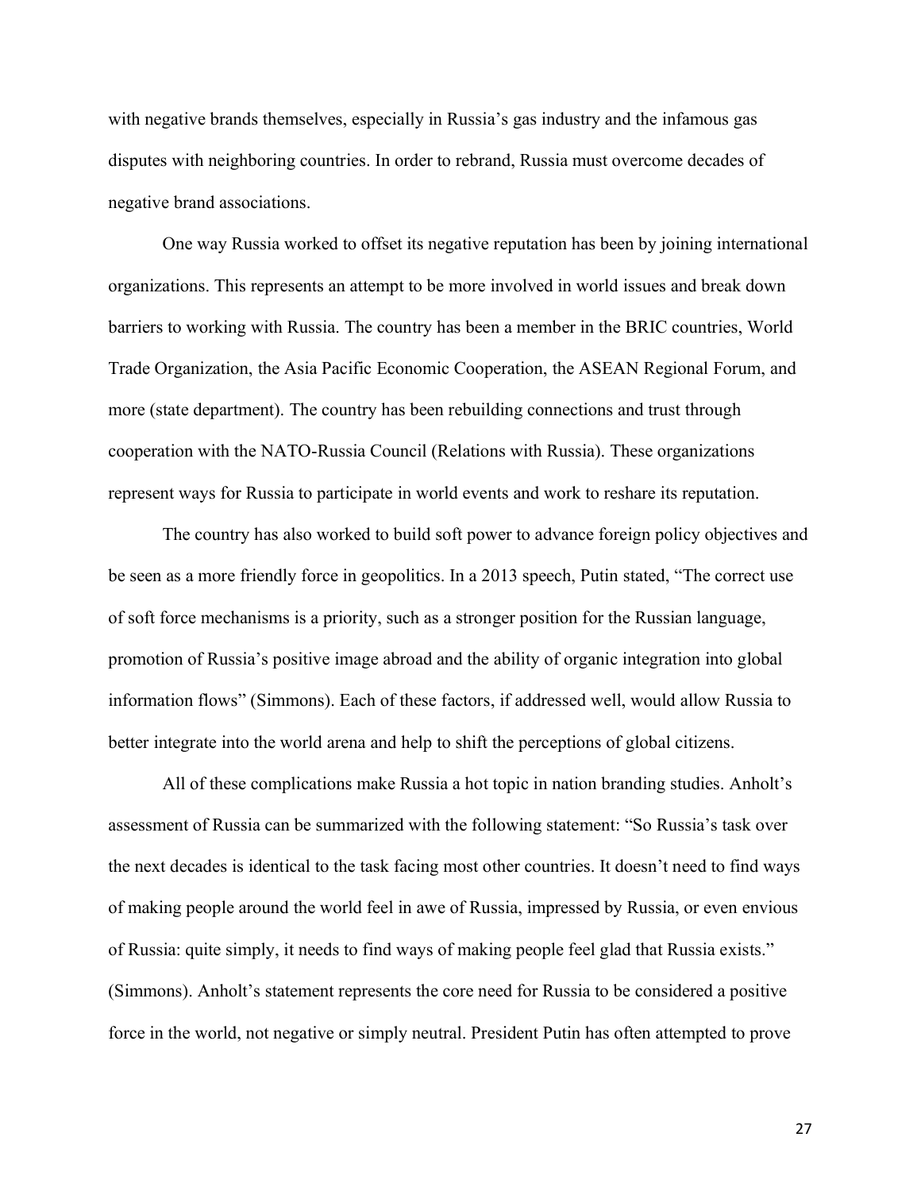with negative brands themselves, especially in Russia's gas industry and the infamous gas disputes with neighboring countries. In order to rebrand, Russia must overcome decades of negative brand associations.

One way Russia worked to offset its negative reputation has been by joining international organizations. This represents an attempt to be more involved in world issues and break down barriers to working with Russia. The country has been a member in the BRIC countries, World Trade Organization, the Asia Pacific Economic Cooperation, the ASEAN Regional Forum, and more (state department). The country has been rebuilding connections and trust through cooperation with the NATO-Russia Council (Relations with Russia). These organizations represent ways for Russia to participate in world events and work to reshare its reputation.

The country has also worked to build soft power to advance foreign policy objectives and be seen as a more friendly force in geopolitics. In a 2013 speech, Putin stated, "The correct use of soft force mechanisms is a priority, such as a stronger position for the Russian language, promotion of Russia's positive image abroad and the ability of organic integration into global information flows" (Simmons). Each of these factors, if addressed well, would allow Russia to better integrate into the world arena and help to shift the perceptions of global citizens.

All of these complications make Russia a hot topic in nation branding studies. Anholt's assessment of Russia can be summarized with the following statement: "So Russia's task over the next decades is identical to the task facing most other countries. It doesn't need to find ways of making people around the world feel in awe of Russia, impressed by Russia, or even envious of Russia: quite simply, it needs to find ways of making people feel glad that Russia exists." (Simmons). Anholt's statement represents the core need for Russia to be considered a positive force in the world, not negative or simply neutral. President Putin has often attempted to prove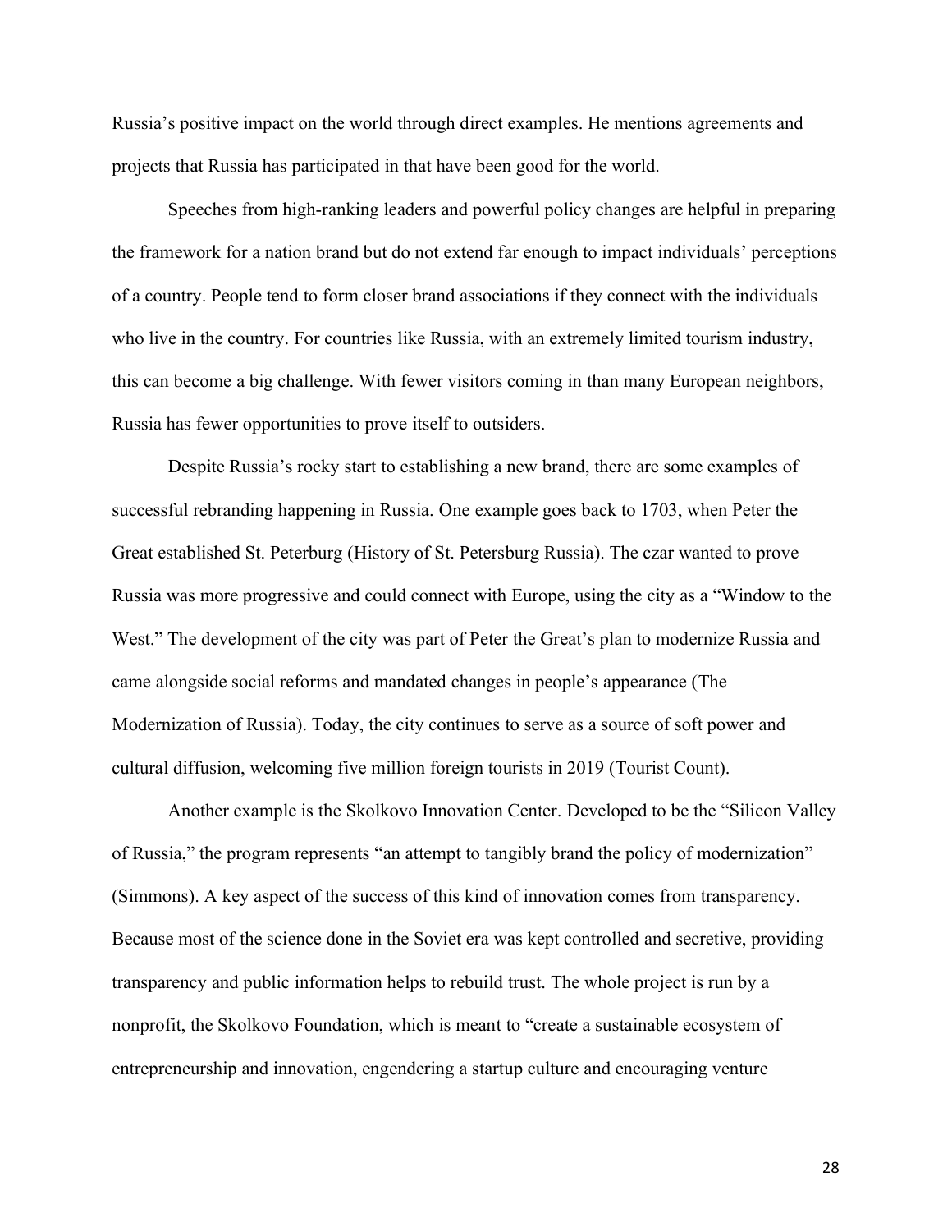Russia's positive impact on the world through direct examples. He mentions agreements and projects that Russia has participated in that have been good for the world.

Speeches from high-ranking leaders and powerful policy changes are helpful in preparing the framework for a nation brand but do not extend far enough to impact individuals' perceptions of a country. People tend to form closer brand associations if they connect with the individuals who live in the country. For countries like Russia, with an extremely limited tourism industry, this can become a big challenge. With fewer visitors coming in than many European neighbors, Russia has fewer opportunities to prove itself to outsiders.

Despite Russia's rocky start to establishing a new brand, there are some examples of successful rebranding happening in Russia. One example goes back to 1703, when Peter the Great established St. Peterburg (History of St. Petersburg Russia). The czar wanted to prove Russia was more progressive and could connect with Europe, using the city as a "Window to the West." The development of the city was part of Peter the Great's plan to modernize Russia and came alongside social reforms and mandated changes in people's appearance (The Modernization of Russia). Today, the city continues to serve as a source of soft power and cultural diffusion, welcoming five million foreign tourists in 2019 (Tourist Count).

Another example is the Skolkovo Innovation Center. Developed to be the "Silicon Valley of Russia," the program represents "an attempt to tangibly brand the policy of modernization" (Simmons). A key aspect of the success of this kind of innovation comes from transparency. Because most of the science done in the Soviet era was kept controlled and secretive, providing transparency and public information helps to rebuild trust. The whole project is run by a nonprofit, the Skolkovo Foundation, which is meant to "create a sustainable ecosystem of entrepreneurship and innovation, engendering a startup culture and encouraging venture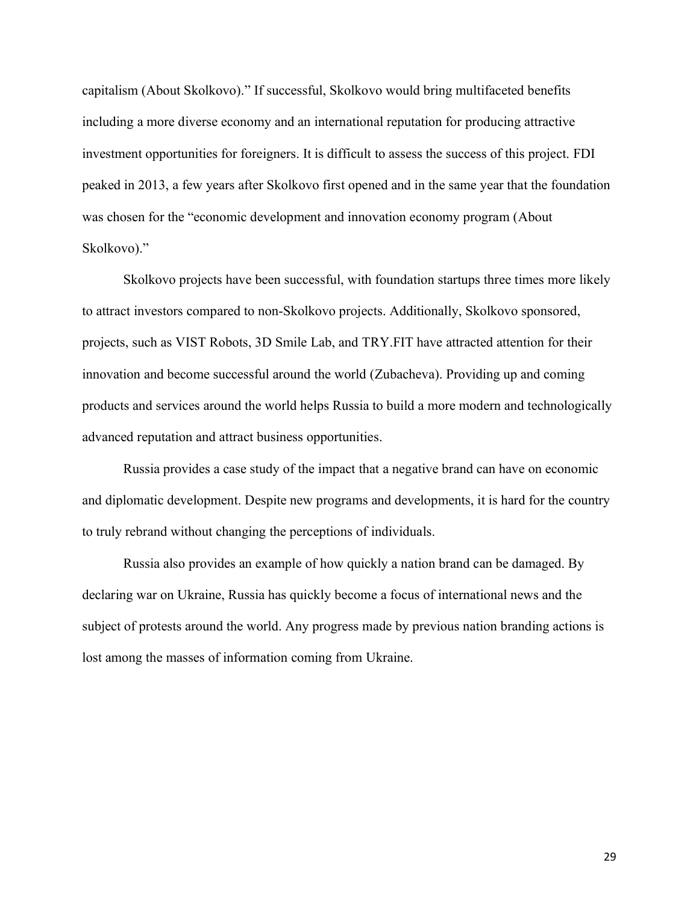capitalism (About Skolkovo)." If successful, Skolkovo would bring multifaceted benefits including a more diverse economy and an international reputation for producing attractive investment opportunities for foreigners. It is difficult to assess the success of this project. FDI peaked in 2013, a few years after Skolkovo first opened and in the same year that the foundation was chosen for the "economic development and innovation economy program (About Skolkovo)."

Skolkovo projects have been successful, with foundation startups three times more likely to attract investors compared to non-Skolkovo projects. Additionally, Skolkovo sponsored, projects, such as VIST Robots, 3D Smile Lab, and TRY.FIT have attracted attention for their innovation and become successful around the world (Zubacheva). Providing up and coming products and services around the world helps Russia to build a more modern and technologically advanced reputation and attract business opportunities.

Russia provides a case study of the impact that a negative brand can have on economic and diplomatic development. Despite new programs and developments, it is hard for the country to truly rebrand without changing the perceptions of individuals.

Russia also provides an example of how quickly a nation brand can be damaged. By declaring war on Ukraine, Russia has quickly become a focus of international news and the subject of protests around the world. Any progress made by previous nation branding actions is lost among the masses of information coming from Ukraine.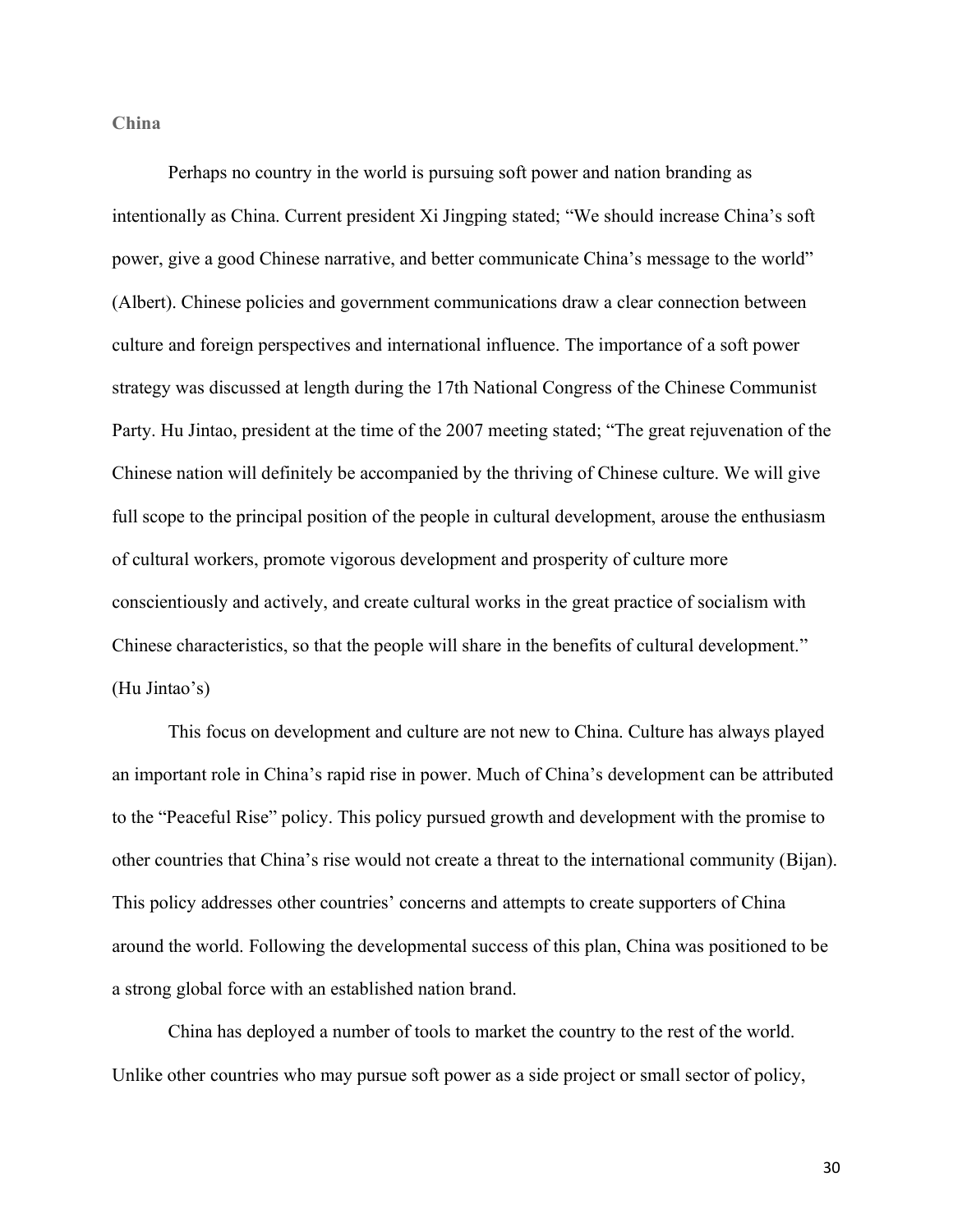## China

Perhaps no country in the world is pursuing soft power and nation branding as intentionally as China. Current president Xi Jingping stated; "We should increase China's soft power, give a good Chinese narrative, and better communicate China's message to the world" (Albert). Chinese policies and government communications draw a clear connection between culture and foreign perspectives and international influence. The importance of a soft power strategy was discussed at length during the 17th National Congress of the Chinese Communist Party. Hu Jintao, president at the time of the 2007 meeting stated; "The great rejuvenation of the Chinese nation will definitely be accompanied by the thriving of Chinese culture. We will give full scope to the principal position of the people in cultural development, arouse the enthusiasm of cultural workers, promote vigorous development and prosperity of culture more conscientiously and actively, and create cultural works in the great practice of socialism with Chinese characteristics, so that the people will share in the benefits of cultural development." (Hu Jintao's)

This focus on development and culture are not new to China. Culture has always played an important role in China's rapid rise in power. Much of China's development can be attributed to the "Peaceful Rise" policy. This policy pursued growth and development with the promise to other countries that China's rise would not create a threat to the international community (Bijan). This policy addresses other countries' concerns and attempts to create supporters of China around the world. Following the developmental success of this plan, China was positioned to be a strong global force with an established nation brand.

China has deployed a number of tools to market the country to the rest of the world. Unlike other countries who may pursue soft power as a side project or small sector of policy,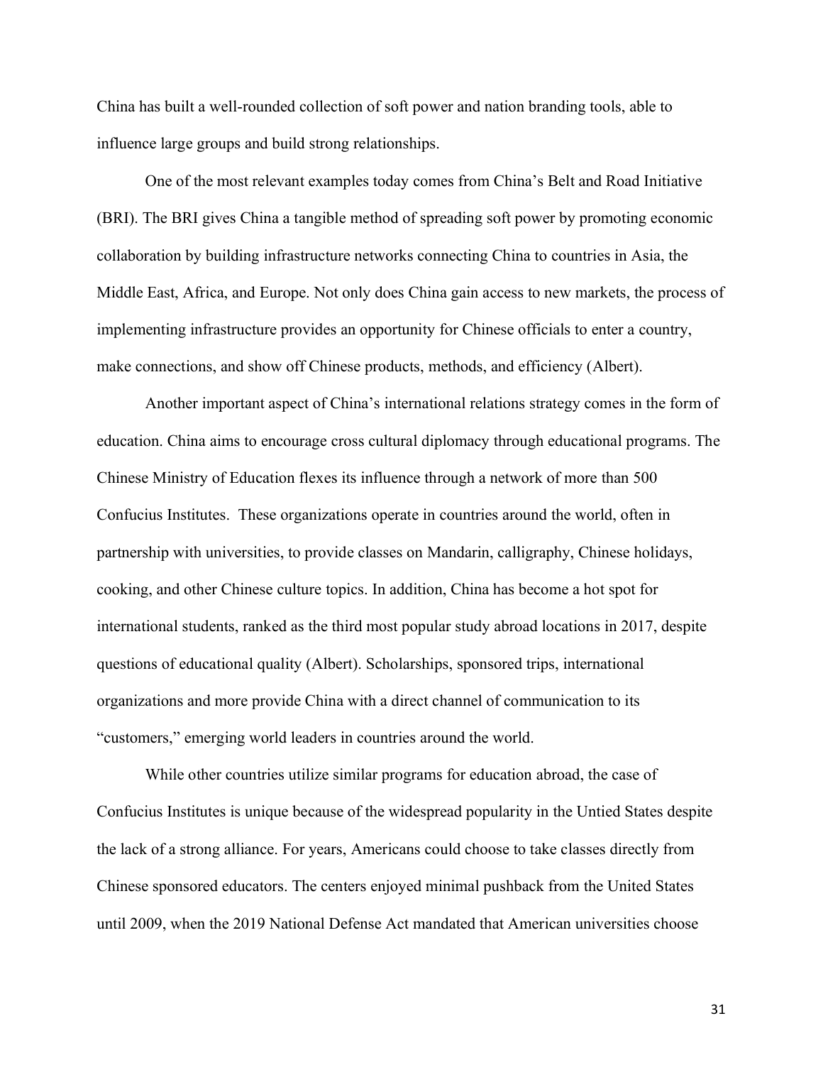China has built a well-rounded collection of soft power and nation branding tools, able to influence large groups and build strong relationships.

One of the most relevant examples today comes from China's Belt and Road Initiative (BRI). The BRI gives China a tangible method of spreading soft power by promoting economic collaboration by building infrastructure networks connecting China to countries in Asia, the Middle East, Africa, and Europe. Not only does China gain access to new markets, the process of implementing infrastructure provides an opportunity for Chinese officials to enter a country, make connections, and show off Chinese products, methods, and efficiency (Albert).

Another important aspect of China's international relations strategy comes in the form of education. China aims to encourage cross cultural diplomacy through educational programs. The Chinese Ministry of Education flexes its influence through a network of more than 500 Confucius Institutes. These organizations operate in countries around the world, often in partnership with universities, to provide classes on Mandarin, calligraphy, Chinese holidays, cooking, and other Chinese culture topics. In addition, China has become a hot spot for international students, ranked as the third most popular study abroad locations in 2017, despite questions of educational quality (Albert). Scholarships, sponsored trips, international organizations and more provide China with a direct channel of communication to its "customers," emerging world leaders in countries around the world.

While other countries utilize similar programs for education abroad, the case of Confucius Institutes is unique because of the widespread popularity in the Untied States despite the lack of a strong alliance. For years, Americans could choose to take classes directly from Chinese sponsored educators. The centers enjoyed minimal pushback from the United States until 2009, when the 2019 National Defense Act mandated that American universities choose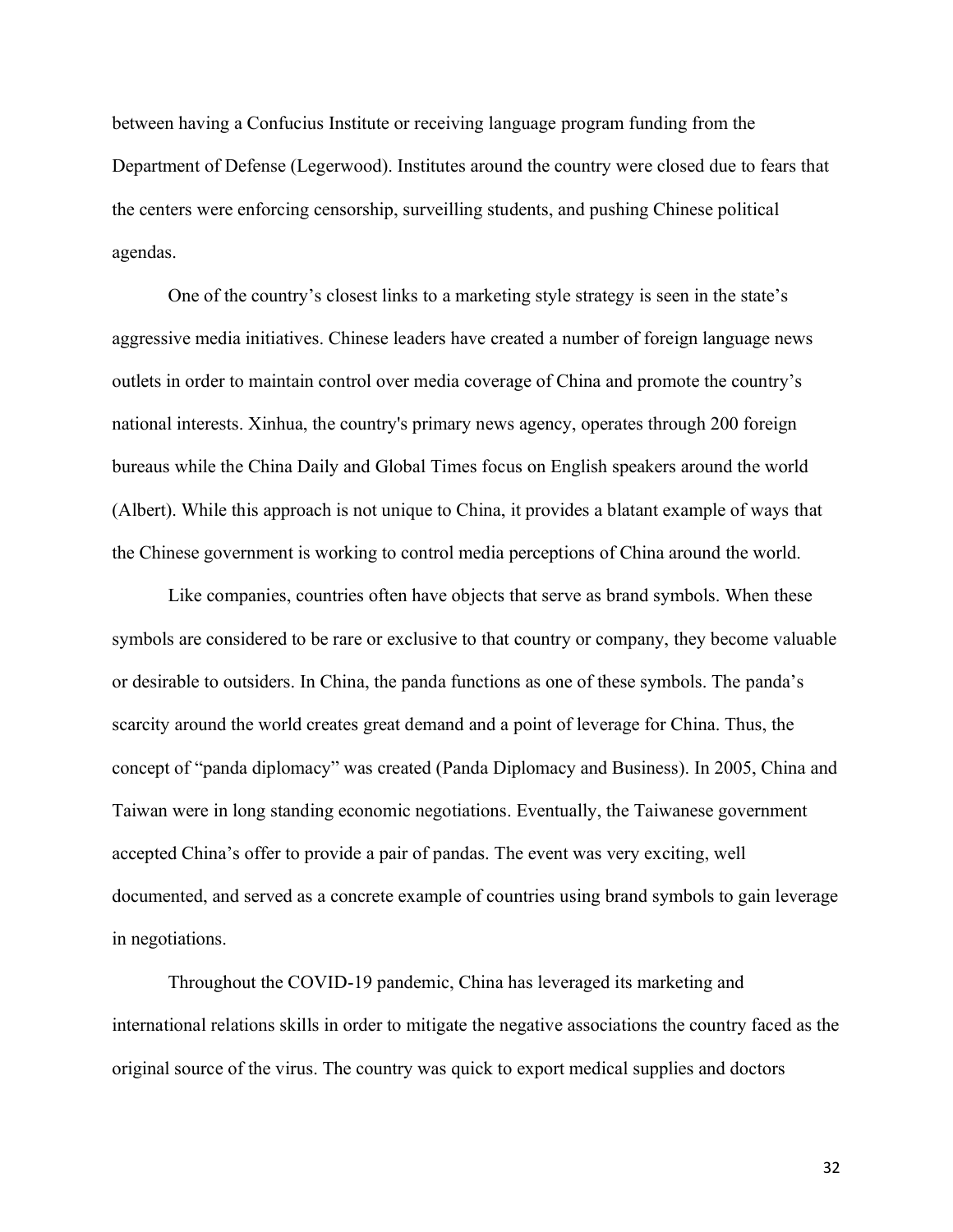between having a Confucius Institute or receiving language program funding from the Department of Defense (Legerwood). Institutes around the country were closed due to fears that the centers were enforcing censorship, surveilling students, and pushing Chinese political agendas.

One of the country's closest links to a marketing style strategy is seen in the state's aggressive media initiatives. Chinese leaders have created a number of foreign language news outlets in order to maintain control over media coverage of China and promote the country's national interests. Xinhua, the country's primary news agency, operates through 200 foreign bureaus while the China Daily and Global Times focus on English speakers around the world (Albert). While this approach is not unique to China, it provides a blatant example of ways that the Chinese government is working to control media perceptions of China around the world.

Like companies, countries often have objects that serve as brand symbols. When these symbols are considered to be rare or exclusive to that country or company, they become valuable or desirable to outsiders. In China, the panda functions as one of these symbols. The panda's scarcity around the world creates great demand and a point of leverage for China. Thus, the concept of "panda diplomacy" was created (Panda Diplomacy and Business). In 2005, China and Taiwan were in long standing economic negotiations. Eventually, the Taiwanese government accepted China's offer to provide a pair of pandas. The event was very exciting, well documented, and served as a concrete example of countries using brand symbols to gain leverage in negotiations.

Throughout the COVID-19 pandemic, China has leveraged its marketing and international relations skills in order to mitigate the negative associations the country faced as the original source of the virus. The country was quick to export medical supplies and doctors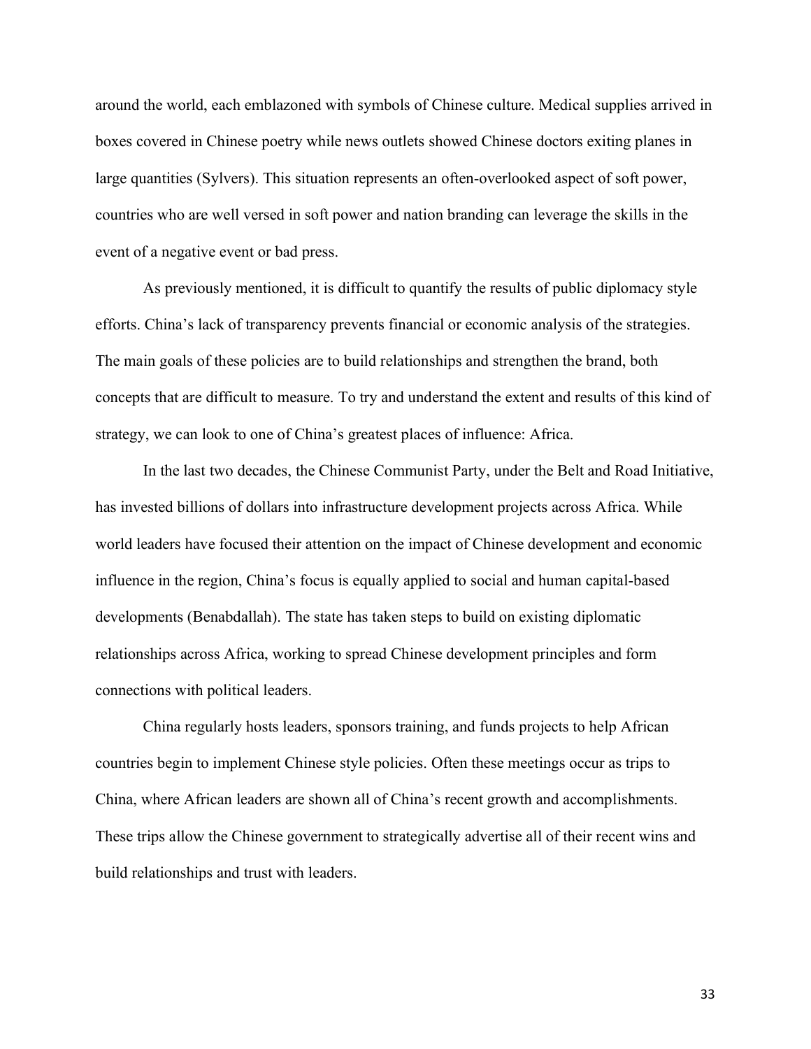around the world, each emblazoned with symbols of Chinese culture. Medical supplies arrived in boxes covered in Chinese poetry while news outlets showed Chinese doctors exiting planes in large quantities (Sylvers). This situation represents an often-overlooked aspect of soft power, countries who are well versed in soft power and nation branding can leverage the skills in the event of a negative event or bad press.

As previously mentioned, it is difficult to quantify the results of public diplomacy style efforts. China's lack of transparency prevents financial or economic analysis of the strategies. The main goals of these policies are to build relationships and strengthen the brand, both concepts that are difficult to measure. To try and understand the extent and results of this kind of strategy, we can look to one of China's greatest places of influence: Africa.

In the last two decades, the Chinese Communist Party, under the Belt and Road Initiative, has invested billions of dollars into infrastructure development projects across Africa. While world leaders have focused their attention on the impact of Chinese development and economic influence in the region, China's focus is equally applied to social and human capital-based developments (Benabdallah). The state has taken steps to build on existing diplomatic relationships across Africa, working to spread Chinese development principles and form connections with political leaders.

China regularly hosts leaders, sponsors training, and funds projects to help African countries begin to implement Chinese style policies. Often these meetings occur as trips to China, where African leaders are shown all of China's recent growth and accomplishments. These trips allow the Chinese government to strategically advertise all of their recent wins and build relationships and trust with leaders.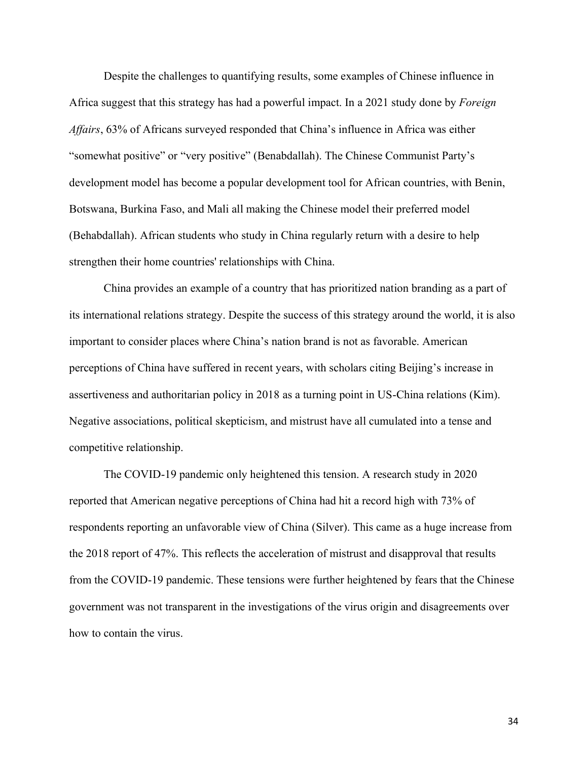Despite the challenges to quantifying results, some examples of Chinese influence in Africa suggest that this strategy has had a powerful impact. In a 2021 study done by *Foreign Affairs*, 63% of Africans surveyed responded that China's influence in Africa was either "somewhat positive" or "very positive" (Benabdallah). The Chinese Communist Party's development model has become a popular development tool for African countries, with Benin, Botswana, Burkina Faso, and Mali all making the Chinese model their preferred model (Behabdallah). African students who study in China regularly return with a desire to help strengthen their home countries' relationships with China.

China provides an example of a country that has prioritized nation branding as a part of its international relations strategy. Despite the success of this strategy around the world, it is also important to consider places where China's nation brand is not as favorable. American perceptions of China have suffered in recent years, with scholars citing Beijing's increase in assertiveness and authoritarian policy in 2018 as a turning point in US-China relations (Kim). Negative associations, political skepticism, and mistrust have all cumulated into a tense and competitive relationship.

The COVID-19 pandemic only heightened this tension. A research study in 2020 reported that American negative perceptions of China had hit a record high with 73% of respondents reporting an unfavorable view of China (Silver). This came as a huge increase from the 2018 report of 47%. This reflects the acceleration of mistrust and disapproval that results from the COVID-19 pandemic. These tensions were further heightened by fears that the Chinese government was not transparent in the investigations of the virus origin and disagreements over how to contain the virus.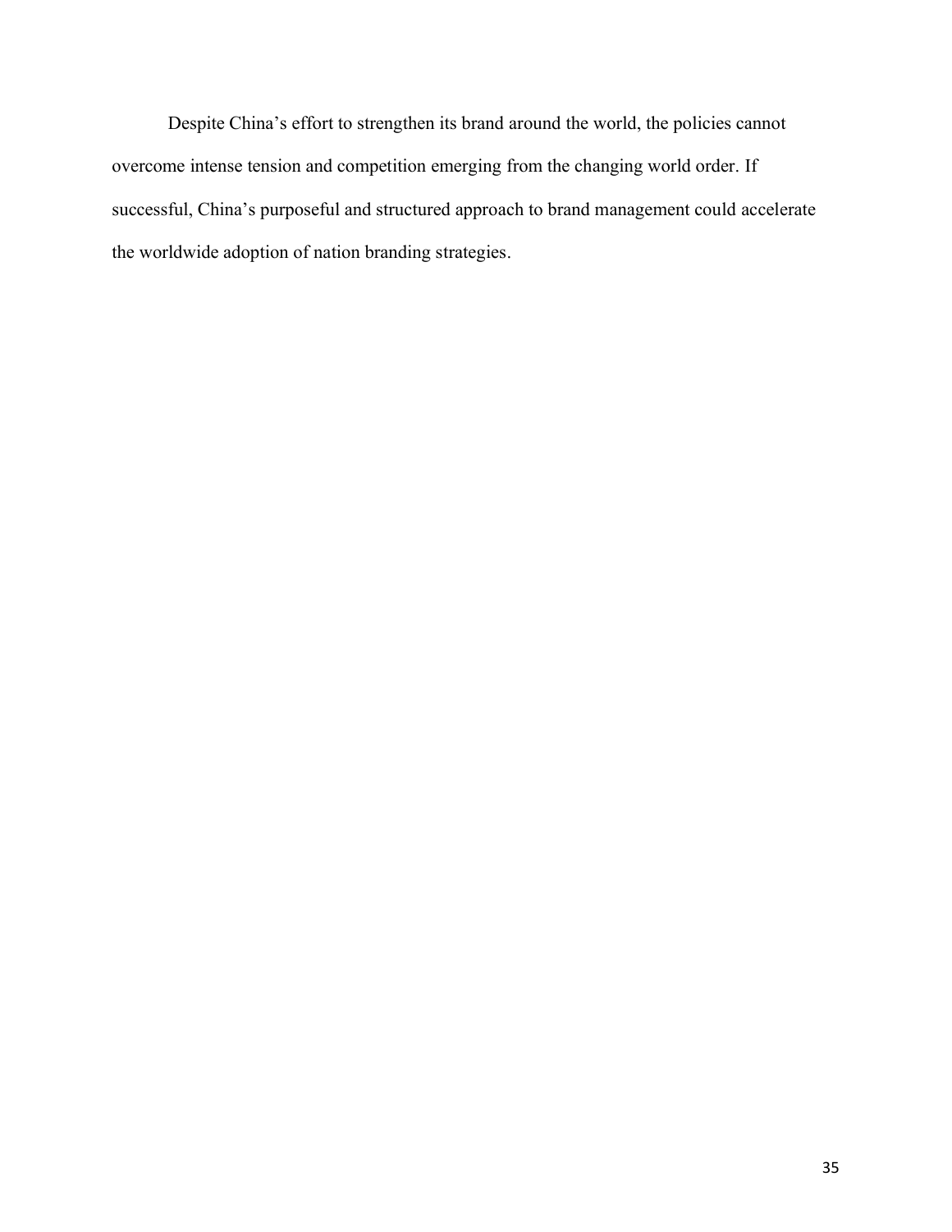Despite China's effort to strengthen its brand around the world, the policies cannot overcome intense tension and competition emerging from the changing world order. If successful, China's purposeful and structured approach to brand management could accelerate the worldwide adoption of nation branding strategies.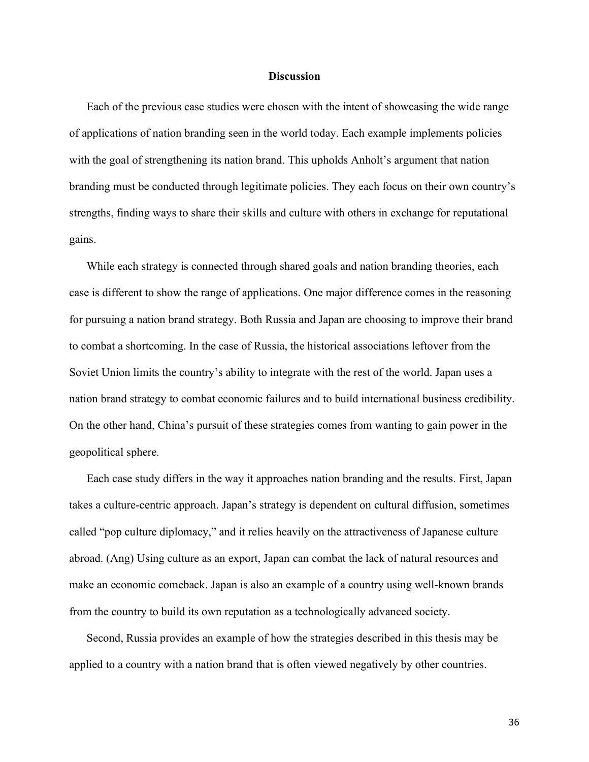## Discussion

Each of the previous case studies were chosen with the intent of showcasing the wide range of applications of nation branding seen in the world today. Each example implements policies with the goal of strengthening its nation brand. This upholds Anholt's argument that nation branding must be conducted through legitimate policies. They each focus on their own country's strengths, finding ways to share their skills and culture with others in exchange for reputational gains.

While each strategy is connected through shared goals and nation branding theories, each case is different to show the range of applications. One major difference comes in the reasoning for pursuing a nation brand strategy. Both Russia and Japan are choosing to improve their brand to combat a shortcoming. In the case of Russia, the historical associations leftover from the Soviet Union limits the country's ability to integrate with the rest of the world. Japan uses a nation brand strategy to combat economic failures and to build international business credibility. On the other hand, China's pursuit of these strategies comes from wanting to gain power in the geopolitical sphere.

Each case study differs in the way it approaches nation branding and the results. First, Japan takes a culture-centric approach. Japan's strategy is dependent on cultural diffusion, sometimes called "pop culture diplomacy," and it relies heavily on the attractiveness of Japanese culture abroad. (Ang) Using culture as an export, Japan can combat the lack of natural resources and make an economic comeback. Japan is also an example of a country using well-known brands from the country to build its own reputation as a technologically advanced society.

Second, Russia provides an example of how the strategies described in this thesis may be applied to a country with a nation brand that is often viewed negatively by other countries.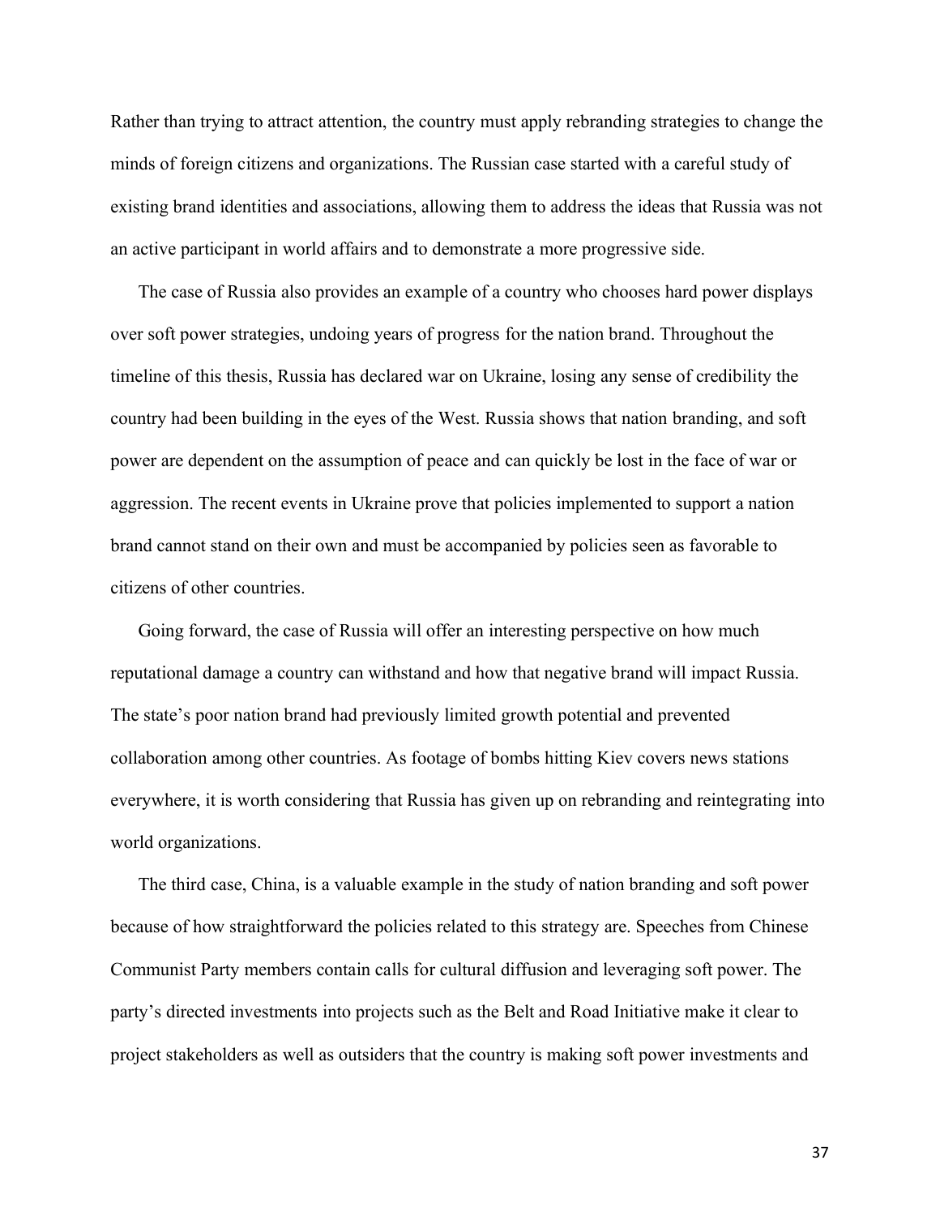Rather than trying to attract attention, the country must apply rebranding strategies to change the minds of foreign citizens and organizations. The Russian case started with a careful study of existing brand identities and associations, allowing them to address the ideas that Russia was not an active participant in world affairs and to demonstrate a more progressive side.

The case of Russia also provides an example of a country who chooses hard power displays over soft power strategies, undoing years of progress for the nation brand. Throughout the timeline of this thesis, Russia has declared war on Ukraine, losing any sense of credibility the country had been building in the eyes of the West. Russia shows that nation branding, and soft power are dependent on the assumption of peace and can quickly be lost in the face of war or aggression. The recent events in Ukraine prove that policies implemented to support a nation brand cannot stand on their own and must be accompanied by policies seen as favorable to citizens of other countries.

Going forward, the case of Russia will offer an interesting perspective on how much reputational damage a country can withstand and how that negative brand will impact Russia. The state's poor nation brand had previously limited growth potential and prevented collaboration among other countries. As footage of bombs hitting Kiev covers news stations everywhere, it is worth considering that Russia has given up on rebranding and reintegrating into world organizations.

The third case, China, is a valuable example in the study of nation branding and soft power because of how straightforward the policies related to this strategy are. Speeches from Chinese Communist Party members contain calls for cultural diffusion and leveraging soft power. The party's directed investments into projects such as the Belt and Road Initiative make it clear to project stakeholders as well as outsiders that the country is making soft power investments and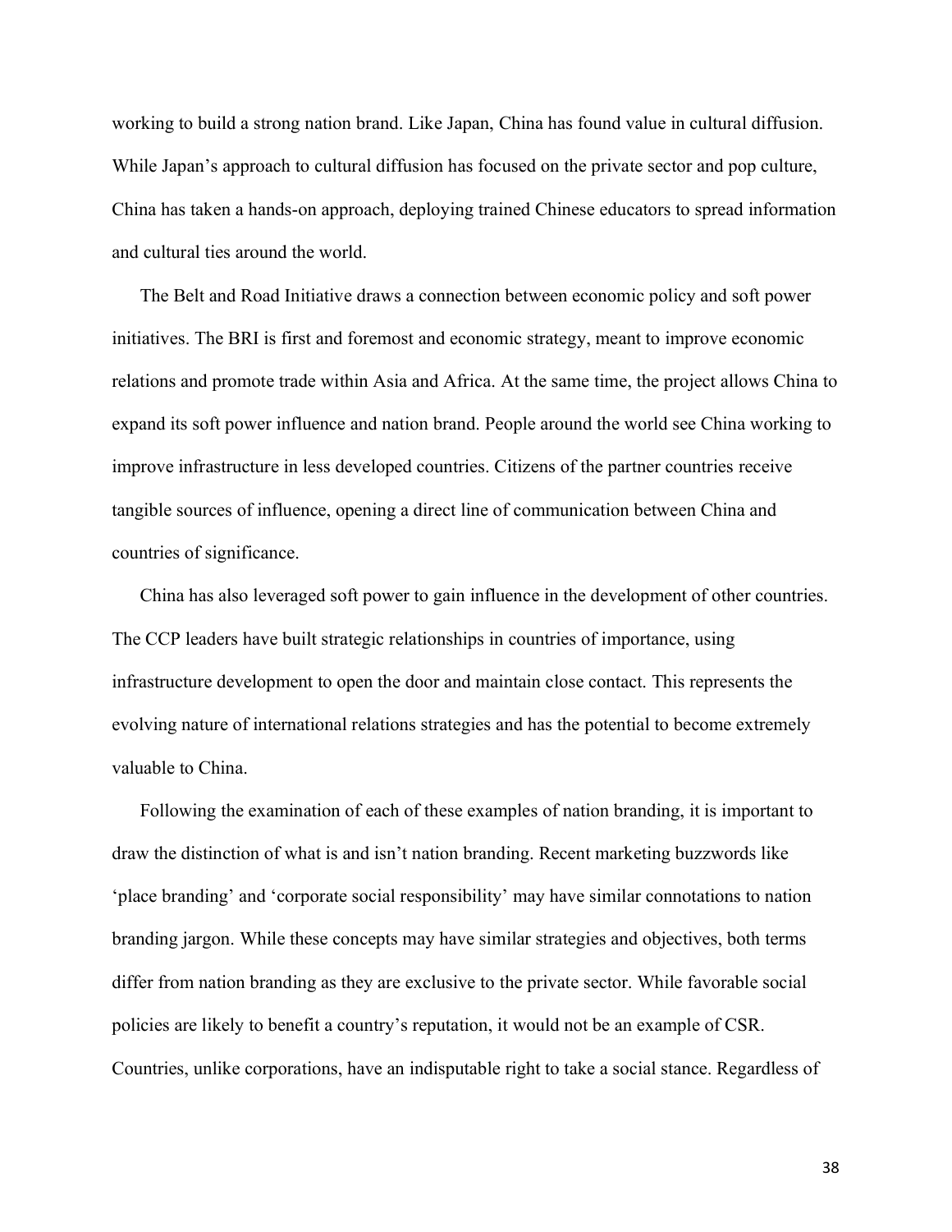working to build a strong nation brand. Like Japan, China has found value in cultural diffusion. While Japan's approach to cultural diffusion has focused on the private sector and pop culture, China has taken a hands-on approach, deploying trained Chinese educators to spread information and cultural ties around the world.

The Belt and Road Initiative draws a connection between economic policy and soft power initiatives. The BRI is first and foremost and economic strategy, meant to improve economic relations and promote trade within Asia and Africa. At the same time, the project allows China to expand its soft power influence and nation brand. People around the world see China working to improve infrastructure in less developed countries. Citizens of the partner countries receive tangible sources of influence, opening a direct line of communication between China and countries of significance.

China has also leveraged soft power to gain influence in the development of other countries. The CCP leaders have built strategic relationships in countries of importance, using infrastructure development to open the door and maintain close contact. This represents the evolving nature of international relations strategies and has the potential to become extremely valuable to China.

Following the examination of each of these examples of nation branding, it is important to draw the distinction of what is and isn't nation branding. Recent marketing buzzwords like 'place branding' and 'corporate social responsibility' may have similar connotations to nation branding jargon. While these concepts may have similar strategies and objectives, both terms differ from nation branding as they are exclusive to the private sector. While favorable social policies are likely to benefit a country's reputation, it would not be an example of CSR. Countries, unlike corporations, have an indisputable right to take a social stance. Regardless of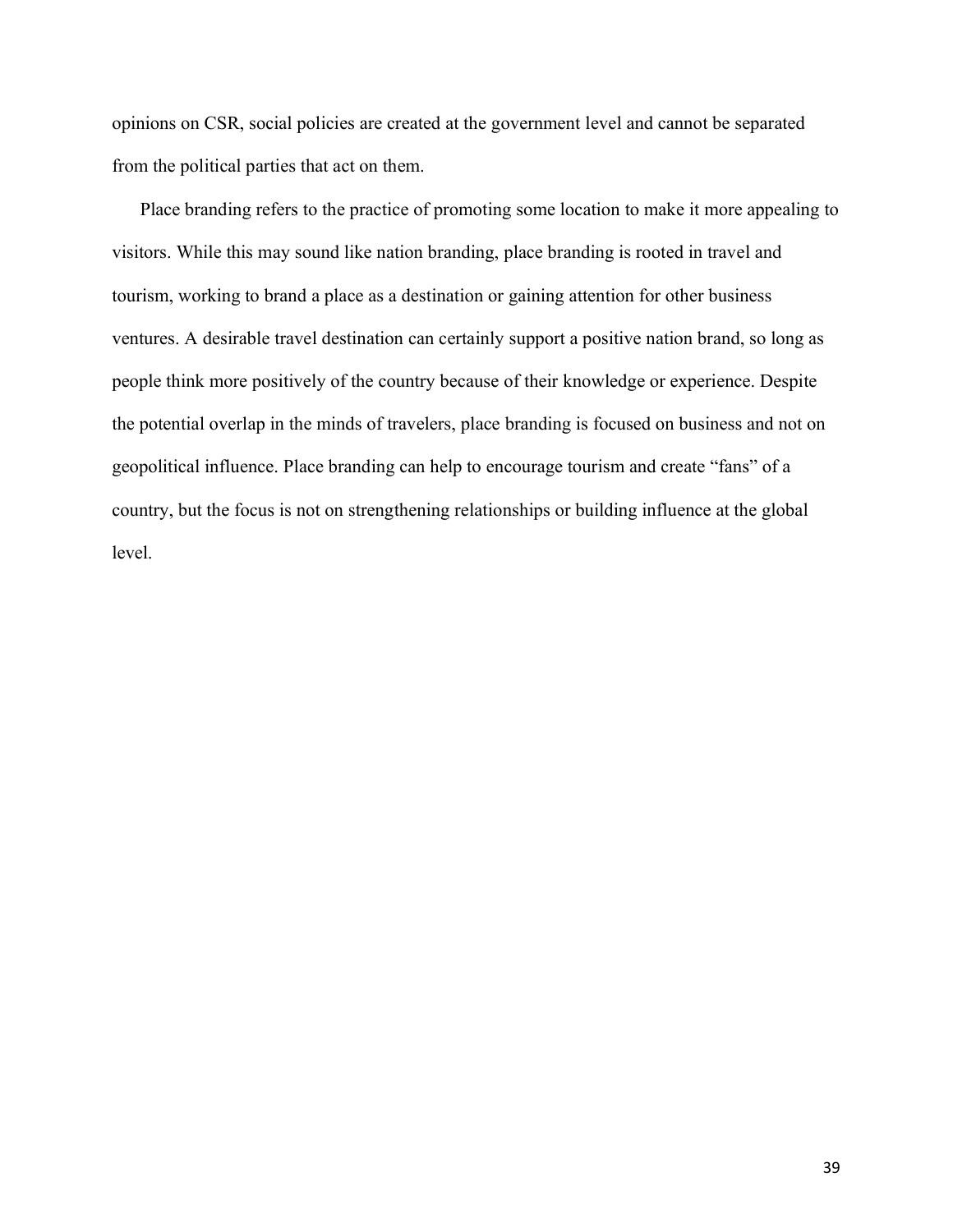opinions on CSR, social policies are created at the government level and cannot be separated from the political parties that act on them.

Place branding refers to the practice of promoting some location to make it more appealing to visitors. While this may sound like nation branding, place branding is rooted in travel and tourism, working to brand a place as a destination or gaining attention for other business ventures. A desirable travel destination can certainly support a positive nation brand, so long as people think more positively of the country because of their knowledge or experience. Despite the potential overlap in the minds of travelers, place branding is focused on business and not on geopolitical influence. Place branding can help to encourage tourism and create "fans" of a country, but the focus is not on strengthening relationships or building influence at the global level.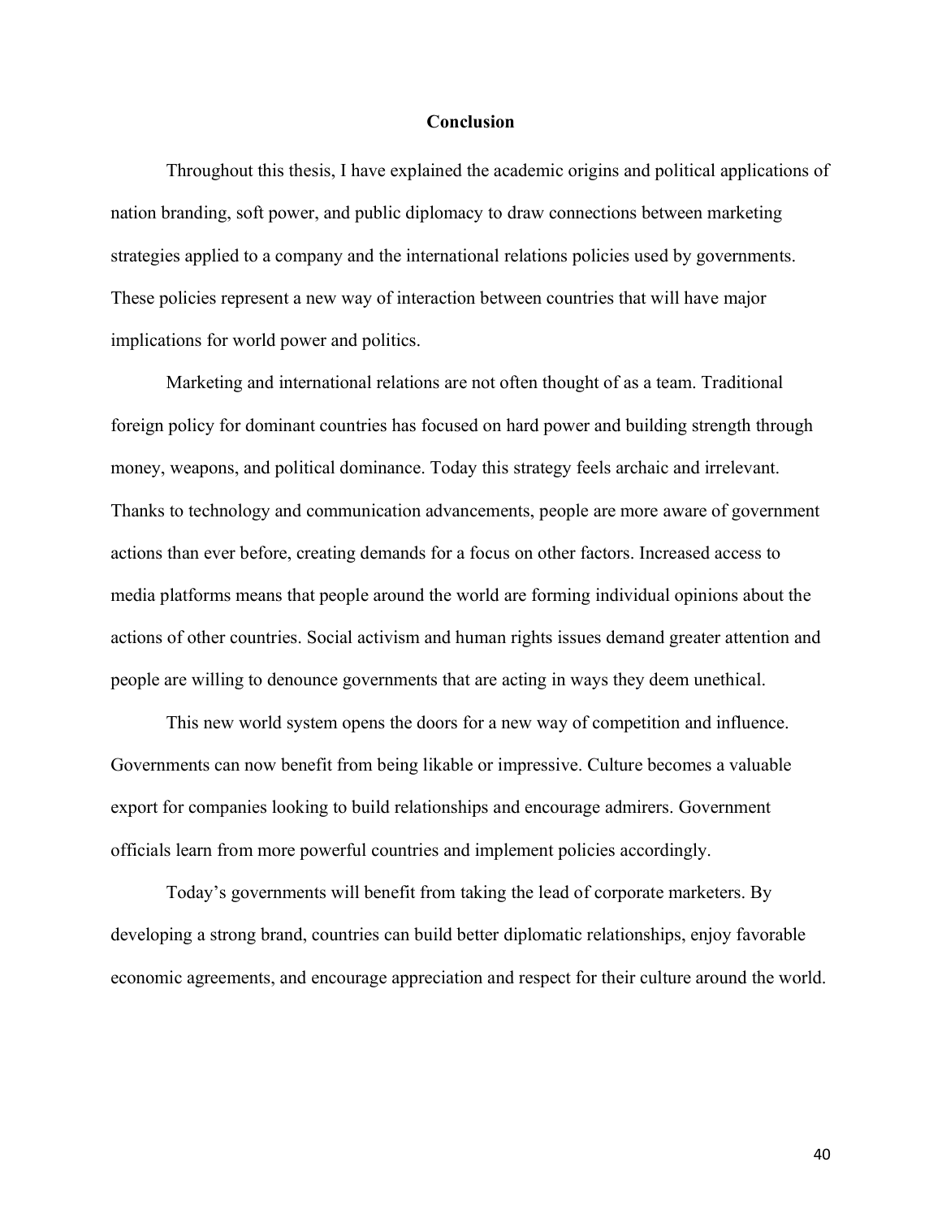# Conclusion

Throughout this thesis, I have explained the academic origins and political applications of nation branding, soft power, and public diplomacy to draw connections between marketing strategies applied to a company and the international relations policies used by governments. These policies represent a new way of interaction between countries that will have major implications for world power and politics.

Marketing and international relations are not often thought of as a team. Traditional foreign policy for dominant countries has focused on hard power and building strength through money, weapons, and political dominance. Today this strategy feels archaic and irrelevant. Thanks to technology and communication advancements, people are more aware of government actions than ever before, creating demands for a focus on other factors. Increased access to media platforms means that people around the world are forming individual opinions about the actions of other countries. Social activism and human rights issues demand greater attention and people are willing to denounce governments that are acting in ways they deem unethical.

This new world system opens the doors for a new way of competition and influence. Governments can now benefit from being likable or impressive. Culture becomes a valuable export for companies looking to build relationships and encourage admirers. Government officials learn from more powerful countries and implement policies accordingly.

Today's governments will benefit from taking the lead of corporate marketers. By developing a strong brand, countries can build better diplomatic relationships, enjoy favorable economic agreements, and encourage appreciation and respect for their culture around the world.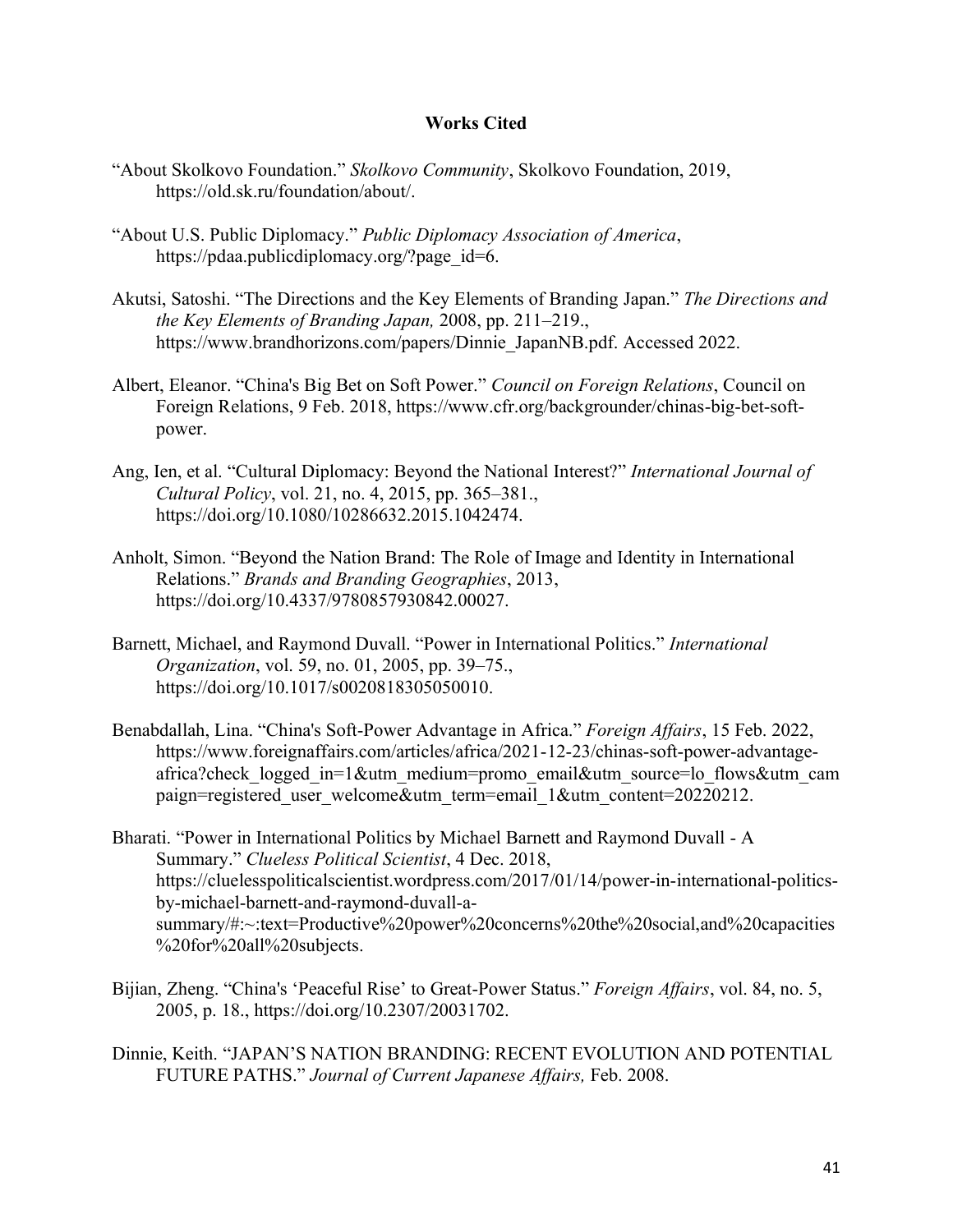**Works Cited**

"About Skolkovo Foundation." *Skolkovo Community*, Skolkovo Foundation, 2019, https://old.sk.ru/foundation/about/.

"About U.S. Public Diplomacy." *Public Diplomacy Association of America*, https://pdaa.publicdiplomacy.org/?page_id=6.

Akutsi, Satoshi. "The Directions and the Key Elements of Branding Japan." *The Directions and the Key Elements of Branding Japan,* 2008, pp. 211–219., https://www.brandhorizons.com/papers/Dinnie_JapanNB.pdf. Accessed 2022.

Albert, Eleanor. "China's Big Bet on Soft Power." *Council on Foreign Relations*, Council on Foreign Relations, 9 Feb. 2018, https://www.cfr.org/backgrounder/chinas-big-bet-soft-power.

Ang, Ien, et al. "Cultural Diplomacy: Beyond the National Interest?" *International Journal of Cultural Policy*, vol. 21, no. 4, 2015, pp. 365–381., https://doi.org/10.1080/10286632.2015.1042474.

Anholt, Simon. "Beyond the Nation Brand: The Role of Image and Identity in International Relations." *Brands and Branding Geographies*, 2013, https://doi.org/10.4337/9780857930842.00027.

Barnett, Michael, and Raymond Duvall. "Power in International Politics." *International Organization*, vol. 59, no. 01, 2005, pp. 39–75., https://doi.org/10.1017/s0020818305050010.

Benabdallah, Lina. "China's Soft-Power Advantage in Africa." *Foreign Affairs*, 15 Feb. 2022, https://www.foreignaffairs.com/articles/africa/2021-12-23/chinas-soft-power-advantage-africa?check_logged_in=1&utm_medium=promo_email&utm_source=lo_flows&utm_campaign=registered_user_welcome&utm_term=email_1&utm_content=20220212.

Bharati. "Power in International Politics by Michael Barnett and Raymond Duvall - A Summary." *Clueless Political Scientist*, 4 Dec. 2018, https://cluelesspoliticalscientist.wordpress.com/2017/01/14/power-in-international-politics-by-michael-barnett-and-raymond-duvall-a-summary/#:~:text=Productive%20power%20concerns%20the%20social,and%20capacities%20for%20all%20subjects.

Bijian, Zheng. "China's 'Peaceful Rise' to Great-Power Status." *Foreign Affairs*, vol. 84, no. 5, 2005, p. 18., https://doi.org/10.2307/20031702.

Dinnie, Keith. "JAPAN'S NATION BRANDING: RECENT EVOLUTION AND POTENTIAL FUTURE PATHS." *Journal of Current Japanese Affairs,* Feb. 2008.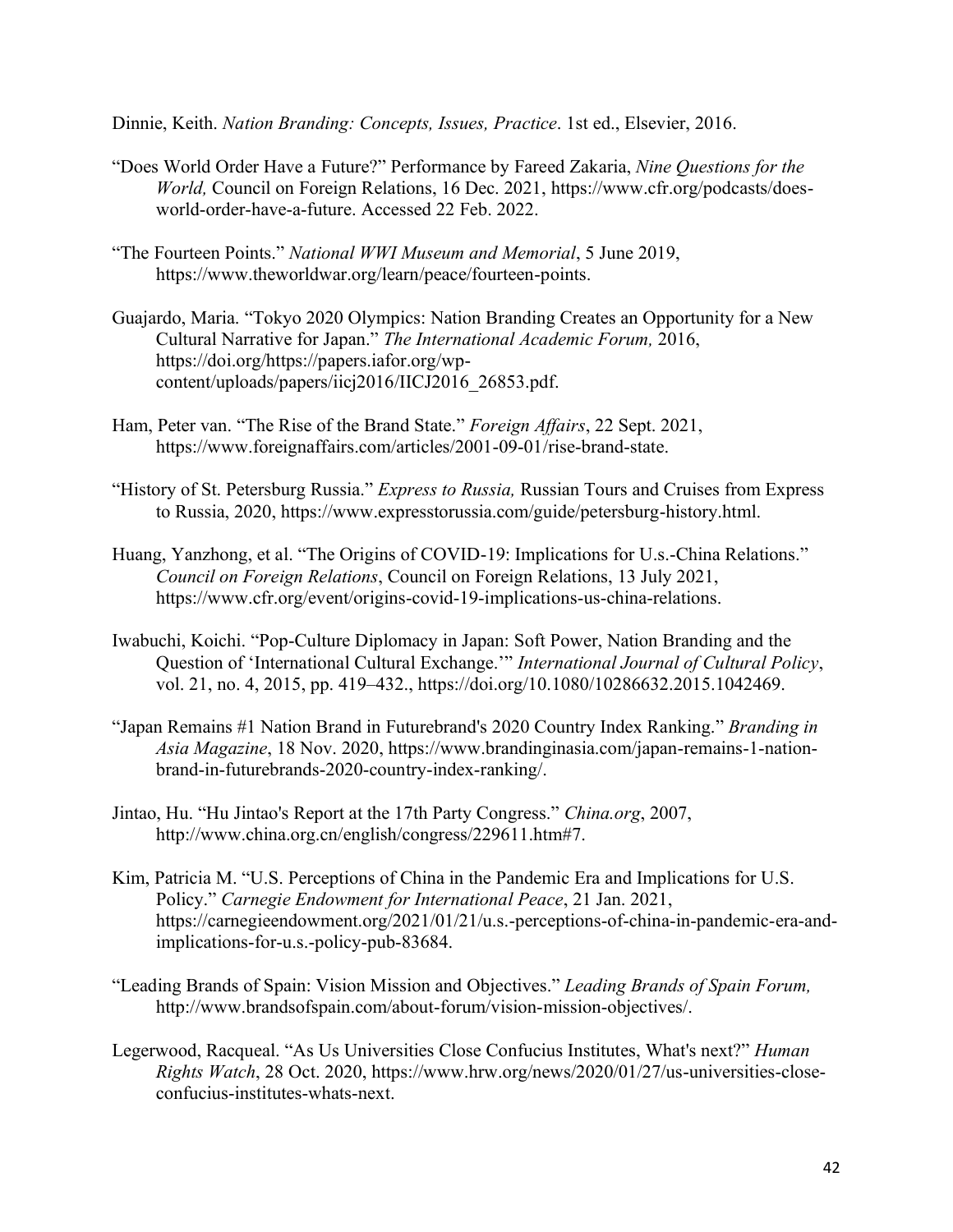Dinnie, Keith. *Nation Branding: Concepts, Issues, Practice*. 1st ed., Elsevier, 2016.

"Does World Order Have a Future?" Performance by Fareed Zakaria, *Nine Questions for the World,* Council on Foreign Relations, 16 Dec. 2021, https://www.cfr.org/podcasts/does-world-order-have-a-future. Accessed 22 Feb. 2022.

"The Fourteen Points." *National WWI Museum and Memorial*, 5 June 2019, https://www.theworldwar.org/learn/peace/fourteen-points.

Guajardo, Maria. "Tokyo 2020 Olympics: Nation Branding Creates an Opportunity for a New Cultural Narrative for Japan." *The International Academic Forum,* 2016, https://doi.org/https://papers.iafor.org/wp-content/uploads/papers/iicj2016/IICJ2016_26853.pdf.

Ham, Peter van. "The Rise of the Brand State." *Foreign Affairs*, 22 Sept. 2021, https://www.foreignaffairs.com/articles/2001-09-01/rise-brand-state.

"History of St. Petersburg Russia." *Express to Russia,* Russian Tours and Cruises from Express to Russia, 2020, https://www.expresstorussia.com/guide/petersburg-history.html.

Huang, Yanzhong, et al. "The Origins of COVID-19: Implications for U.s.-China Relations." *Council on Foreign Relations*, Council on Foreign Relations, 13 July 2021, https://www.cfr.org/event/origins-covid-19-implications-us-china-relations.

Iwabuchi, Koichi. "Pop-Culture Diplomacy in Japan: Soft Power, Nation Branding and the Question of 'International Cultural Exchange.'" *International Journal of Cultural Policy*, vol. 21, no. 4, 2015, pp. 419–432., https://doi.org/10.1080/10286632.2015.1042469.

"Japan Remains #1 Nation Brand in Futurebrand's 2020 Country Index Ranking." *Branding in Asia Magazine*, 18 Nov. 2020, https://www.brandinginasia.com/japan-remains-1-nation-brand-in-futurebrands-2020-country-index-ranking/.

Jintao, Hu. "Hu Jintao's Report at the 17th Party Congress." *China.org*, 2007, http://www.china.org.cn/english/congress/229611.htm#7.

Kim, Patricia M. "U.S. Perceptions of China in the Pandemic Era and Implications for U.S. Policy." *Carnegie Endowment for International Peace*, 21 Jan. 2021, https://carnegieendowment.org/2021/01/21/u.s.-perceptions-of-china-in-pandemic-era-and-implications-for-u.s.-policy-pub-83684.

"Leading Brands of Spain: Vision Mission and Objectives." *Leading Brands of Spain Forum,* http://www.brandsofspain.com/about-forum/vision-mission-objectives/.

Legerwood, Racqueal. "As Us Universities Close Confucius Institutes, What's next?" *Human Rights Watch*, 28 Oct. 2020, https://www.hrw.org/news/2020/01/27/us-universities-close-confucius-institutes-whats-next.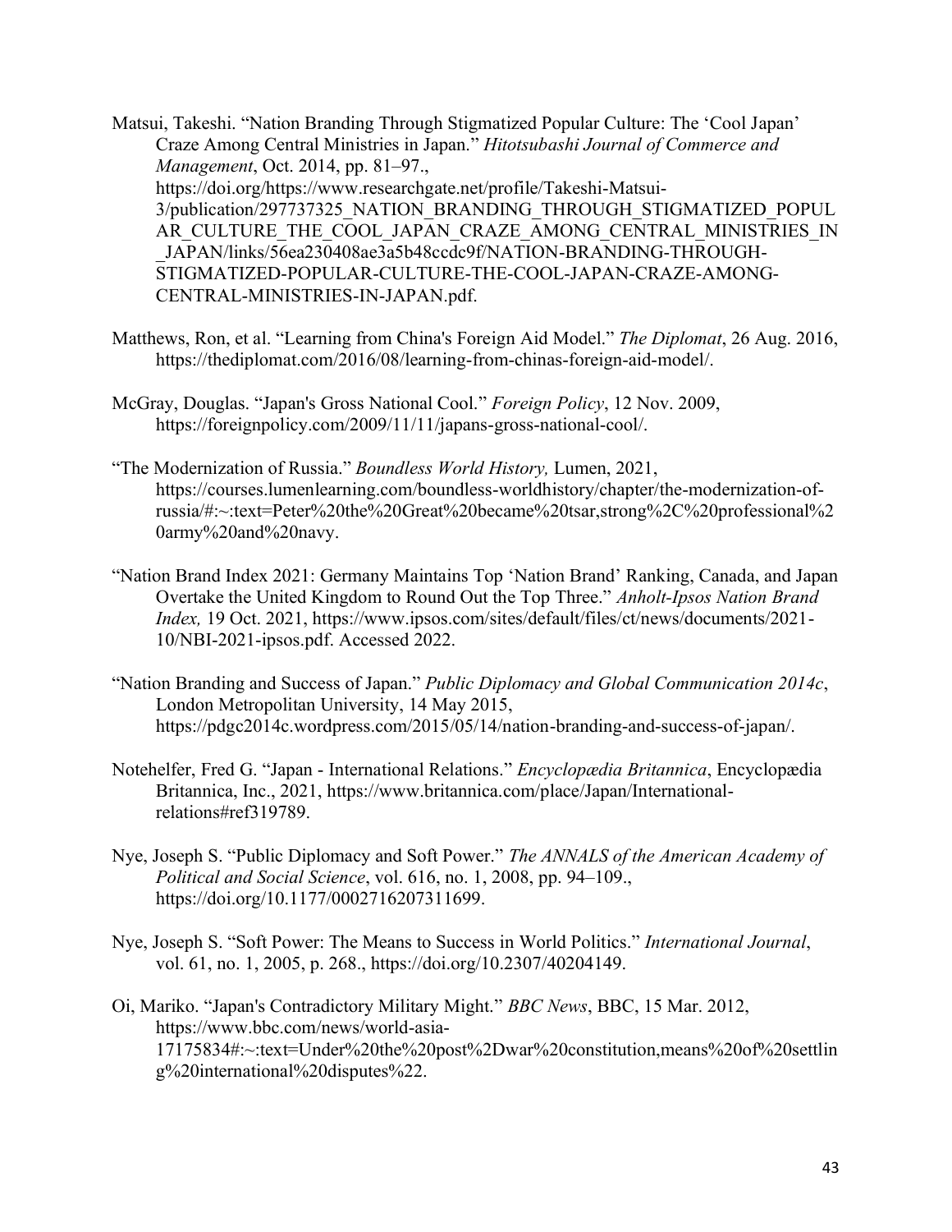Matsui, Takeshi. "Nation Branding Through Stigmatized Popular Culture: The 'Cool Japan' Craze Among Central Ministries in Japan." *Hitotsubashi Journal of Commerce and Management*, Oct. 2014, pp. 81–97., https://doi.org/https://www.researchgate.net/profile/Takeshi-Matsui-3/publication/297737325_NATION_BRANDING_THROUGH_STIGMATIZED_POPULAR_CULTURE_THE_COOL_JAPAN_CRAZE_AMONG_CENTRAL_MINISTRIES_IN_JAPAN/links/56ea230408ae3a5b48ccdc9f/NATION-BRANDING-THROUGH-STIGMATIZED-POPULAR-CULTURE-THE-COOL-JAPAN-CRAZE-AMONG-CENTRAL-MINISTRIES-IN-JAPAN.pdf.

Matthews, Ron, et al. "Learning from China's Foreign Aid Model." *The Diplomat*, 26 Aug. 2016, https://thediplomat.com/2016/08/learning-from-chinas-foreign-aid-model/.

McGray, Douglas. "Japan's Gross National Cool." *Foreign Policy*, 12 Nov. 2009, https://foreignpolicy.com/2009/11/11/japans-gross-national-cool/.

"The Modernization of Russia." *Boundless World History,* Lumen, 2021, https://courses.lumenlearning.com/boundless-worldhistory/chapter/the-modernization-of-russia/#:~:text=Peter%20the%20Great%20became%20tsar,strong%2C%20professional%20army%20and%20navy.

"Nation Brand Index 2021: Germany Maintains Top 'Nation Brand' Ranking, Canada, and Japan Overtake the United Kingdom to Round Out the Top Three." *Anholt-Ipsos Nation Brand Index,* 19 Oct. 2021, https://www.ipsos.com/sites/default/files/ct/news/documents/2021-10/NBI-2021-ipsos.pdf. Accessed 2022.

"Nation Branding and Success of Japan." *Public Diplomacy and Global Communication 2014c*, London Metropolitan University, 14 May 2015, https://pdgc2014c.wordpress.com/2015/05/14/nation-branding-and-success-of-japan/.

Notehelfer, Fred G. "Japan - International Relations." *Encyclopædia Britannica*, Encyclopædia Britannica, Inc., 2021, https://www.britannica.com/place/Japan/International-relations#ref319789.

Nye, Joseph S. "Public Diplomacy and Soft Power." *The ANNALS of the American Academy of Political and Social Science*, vol. 616, no. 1, 2008, pp. 94–109., https://doi.org/10.1177/0002716207311699.

Nye, Joseph S. "Soft Power: The Means to Success in World Politics." *International Journal*, vol. 61, no. 1, 2005, p. 268., https://doi.org/10.2307/40204149.

Oi, Mariko. "Japan's Contradictory Military Might." *BBC News*, BBC, 15 Mar. 2012, https://www.bbc.com/news/world-asia-17175834#:~:text=Under%20the%20post%2Dwar%20constitution,means%20of%20settling%20international%20disputes%22.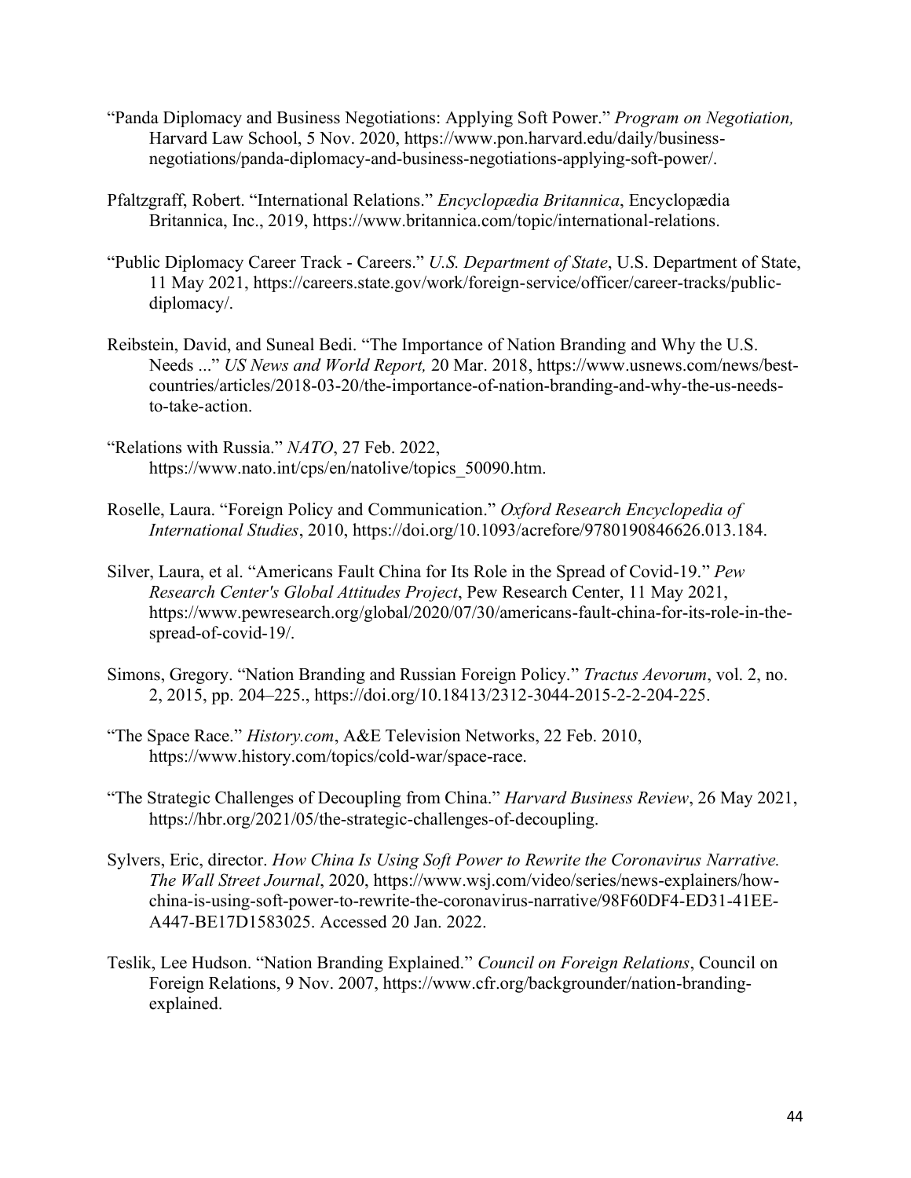"Panda Diplomacy and Business Negotiations: Applying Soft Power." *Program on Negotiation,* Harvard Law School, 5 Nov. 2020, https://www.pon.harvard.edu/daily/business-negotiations/panda-diplomacy-and-business-negotiations-applying-soft-power/.

Pfaltzgraff, Robert. "International Relations." *Encyclopædia Britannica*, Encyclopædia Britannica, Inc., 2019, https://www.britannica.com/topic/international-relations.

"Public Diplomacy Career Track - Careers." *U.S. Department of State*, U.S. Department of State, 11 May 2021, https://careers.state.gov/work/foreign-service/officer/career-tracks/public-diplomacy/.

Reibstein, David, and Suneal Bedi. "The Importance of Nation Branding and Why the U.S. Needs ..." *US News and World Report,* 20 Mar. 2018, https://www.usnews.com/news/best-countries/articles/2018-03-20/the-importance-of-nation-branding-and-why-the-us-needs-to-take-action.

"Relations with Russia." *NATO*, 27 Feb. 2022, https://www.nato.int/cps/en/natolive/topics_50090.htm.

Roselle, Laura. "Foreign Policy and Communication." *Oxford Research Encyclopedia of International Studies*, 2010, https://doi.org/10.1093/acrefore/9780190846626.013.184.

Silver, Laura, et al. "Americans Fault China for Its Role in the Spread of Covid-19." *Pew Research Center's Global Attitudes Project*, Pew Research Center, 11 May 2021, https://www.pewresearch.org/global/2020/07/30/americans-fault-china-for-its-role-in-the-spread-of-covid-19/.

Simons, Gregory. "Nation Branding and Russian Foreign Policy." *Tractus Aevorum*, vol. 2, no. 2, 2015, pp. 204–225., https://doi.org/10.18413/2312-3044-2015-2-2-204-225.

"The Space Race." *History.com*, A&E Television Networks, 22 Feb. 2010, https://www.history.com/topics/cold-war/space-race.

"The Strategic Challenges of Decoupling from China." *Harvard Business Review*, 26 May 2021, https://hbr.org/2021/05/the-strategic-challenges-of-decoupling.

Sylvers, Eric, director. *How China Is Using Soft Power to Rewrite the Coronavirus Narrative. The Wall Street Journal*, 2020, https://www.wsj.com/video/series/news-explainers/how-china-is-using-soft-power-to-rewrite-the-coronavirus-narrative/98F60DF4-ED31-41EE-A447-BE17D1583025. Accessed 20 Jan. 2022.

Teslik, Lee Hudson. "Nation Branding Explained." *Council on Foreign Relations*, Council on Foreign Relations, 9 Nov. 2007, https://www.cfr.org/backgrounder/nation-branding-explained.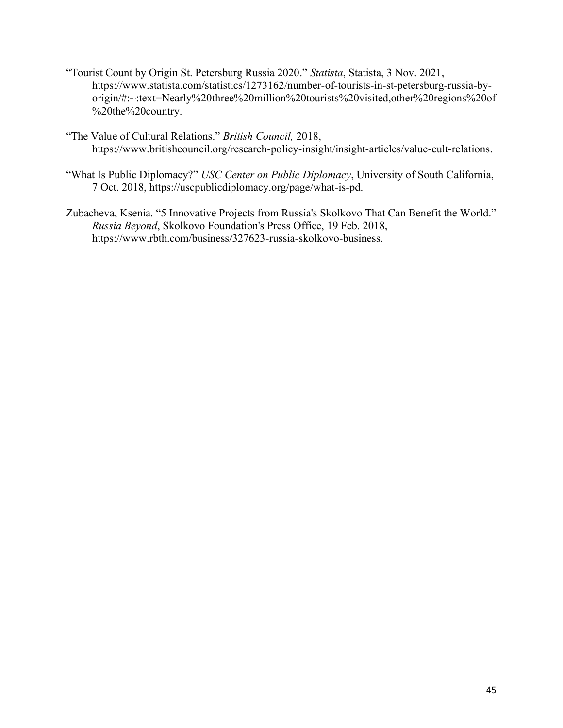"Tourist Count by Origin St. Petersburg Russia 2020." *Statista*, Statista, 3 Nov. 2021, https://www.statista.com/statistics/1273162/number-of-tourists-in-st-petersburg-russia-by-origin/#:~:text=Nearly%20three%20million%20tourists%20visited,other%20regions%20of%20the%20country.

"The Value of Cultural Relations." *British Council,* 2018, https://www.britishcouncil.org/research-policy-insight/insight-articles/value-cult-relations.

"What Is Public Diplomacy?" *USC Center on Public Diplomacy*, University of South California, 7 Oct. 2018, https://uscpublicdiplomacy.org/page/what-is-pd.

Zubacheva, Ksenia. "5 Innovative Projects from Russia's Skolkovo That Can Benefit the World." *Russia Beyond*, Skolkovo Foundation's Press Office, 19 Feb. 2018, https://www.rbth.com/business/327623-russia-skolkovo-business.